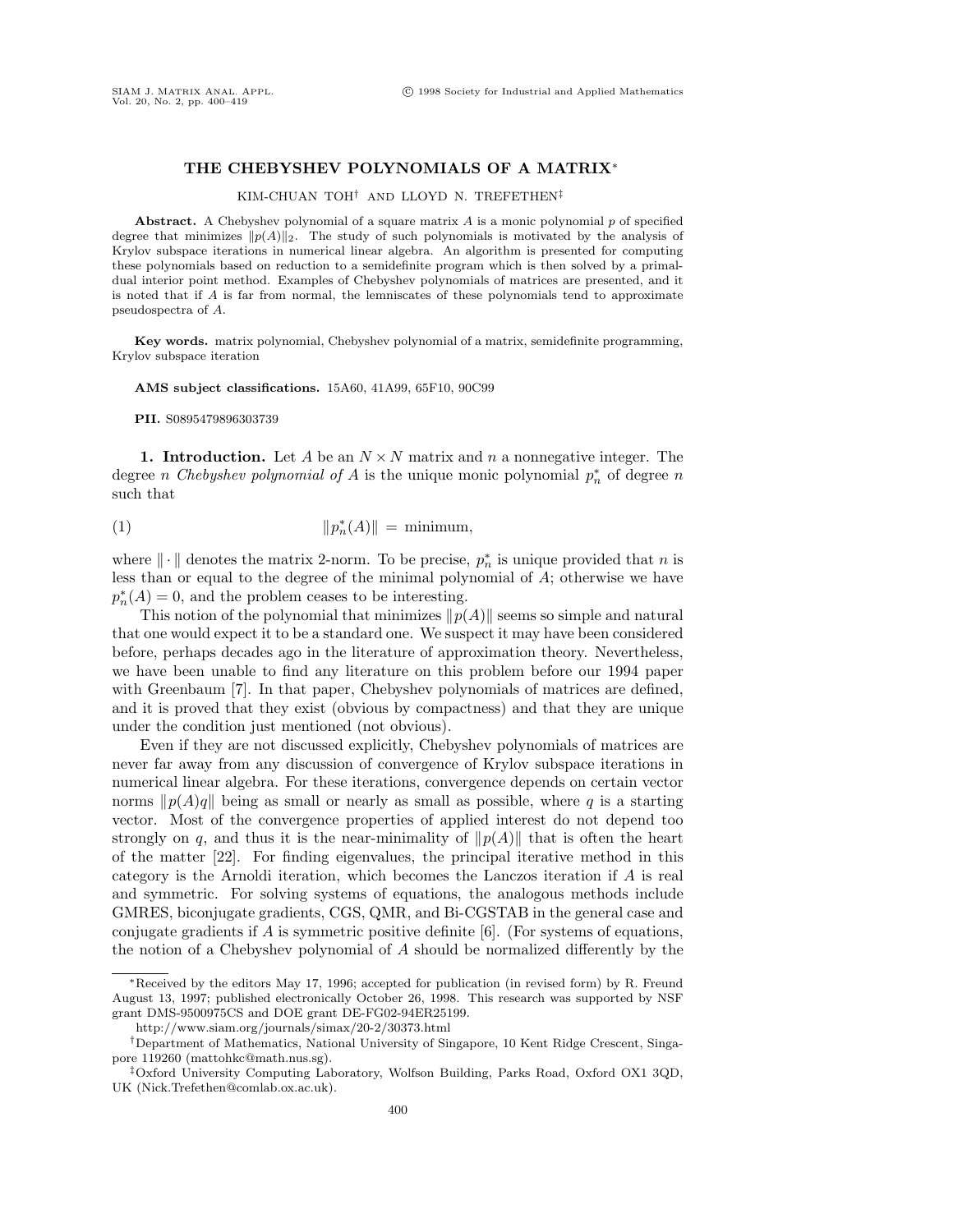# THE CHEBYSHEV POLYNOMIALS OF A MATRIX*

KIM-CHUAN TOH† AND LLOYD N. TREFETHEN‡

**Abstract.** A Chebyshev polynomial of a square matrix $A$ is a monic polynomial $p$ of specified degree that minimizes $\|p(A)\|_2$. The study of such polynomials is motivated by the analysis of Krylov subspace iterations in numerical linear algebra. An algorithm is presented for computing these polynomials based on reduction to a semidefinite program which is then solved by a primal-dual interior point method. Examples of Chebyshev polynomials of matrices are presented, and it is noted that if $A$ is far from normal, the lemniscates of these polynomials tend to approximate pseudospectra of $A$.

**Key words.** matrix polynomial, Chebyshev polynomial of a matrix, semidefinite programming, Krylov subspace iteration

**AMS subject classifications.** 15A60, 41A99, 65F10, 90C99

**PII.** S0895479896303739

**1. Introduction.** Let $A$ be an $N \times N$ matrix and $n$ a nonnegative integer. The degree $n$ *Chebyshev polynomial of $A$* is the unique monic polynomial $p_n^*$ of degree $n$ such that

$$\|p_n^*(A)\| \;=\; \text{minimum}, \tag{1}$$

where $\|\cdot\|$ denotes the matrix 2-norm. To be precise, $p_n^*$ is unique provided that $n$ is less than or equal to the degree of the minimal polynomial of $A$; otherwise we have $p_n^*(A) = 0$, and the problem ceases to be interesting.

This notion of the polynomial that minimizes $\|p(A)\|$ seems so simple and natural that one would expect it to be a standard one. We suspect it may have been considered before, perhaps decades ago in the literature of approximation theory. Nevertheless, we have been unable to find any literature on this problem before our 1994 paper with Greenbaum [7]. In that paper, Chebyshev polynomials of matrices are defined, and it is proved that they exist (obvious by compactness) and that they are unique under the condition just mentioned (not obvious).

Even if they are not discussed explicitly, Chebyshev polynomials of matrices are never far away from any discussion of convergence of Krylov subspace iterations in numerical linear algebra. For these iterations, convergence depends on certain vector norms $\|p(A)q\|$ being as small or nearly as small as possible, where $q$ is a starting vector. Most of the convergence properties of applied interest do not depend too strongly on $q$, and thus it is the near-minimality of $\|p(A)\|$ that is often the heart of the matter [22]. For finding eigenvalues, the principal iterative method in this category is the Arnoldi iteration, which becomes the Lanczos iteration if $A$ is real and symmetric. For solving systems of equations, the analogous methods include GMRES, biconjugate gradients, CGS, QMR, and Bi-CGSTAB in the general case and conjugate gradients if $A$ is symmetric positive definite [6]. (For systems of equations, the notion of a Chebyshev polynomial of $A$ should be normalized differently by the

---

*Received by the editors May 17, 1996; accepted for publication (in revised form) by R. Freund August 13, 1997; published electronically October 26, 1998. This research was supported by NSF grant DMS-9500975CS and DOE grant DE-FG02-94ER25199.

http://www.siam.org/journals/simax/20-2/30373.html

†Department of Mathematics, National University of Singapore, 10 Kent Ridge Crescent, Singapore 119260 (mattohkc@math.nus.sg).

‡Oxford University Computing Laboratory, Wolfson Building, Parks Road, Oxford OX1 3QD, UK (Nick.Trefethen@comlab.ox.ac.uk).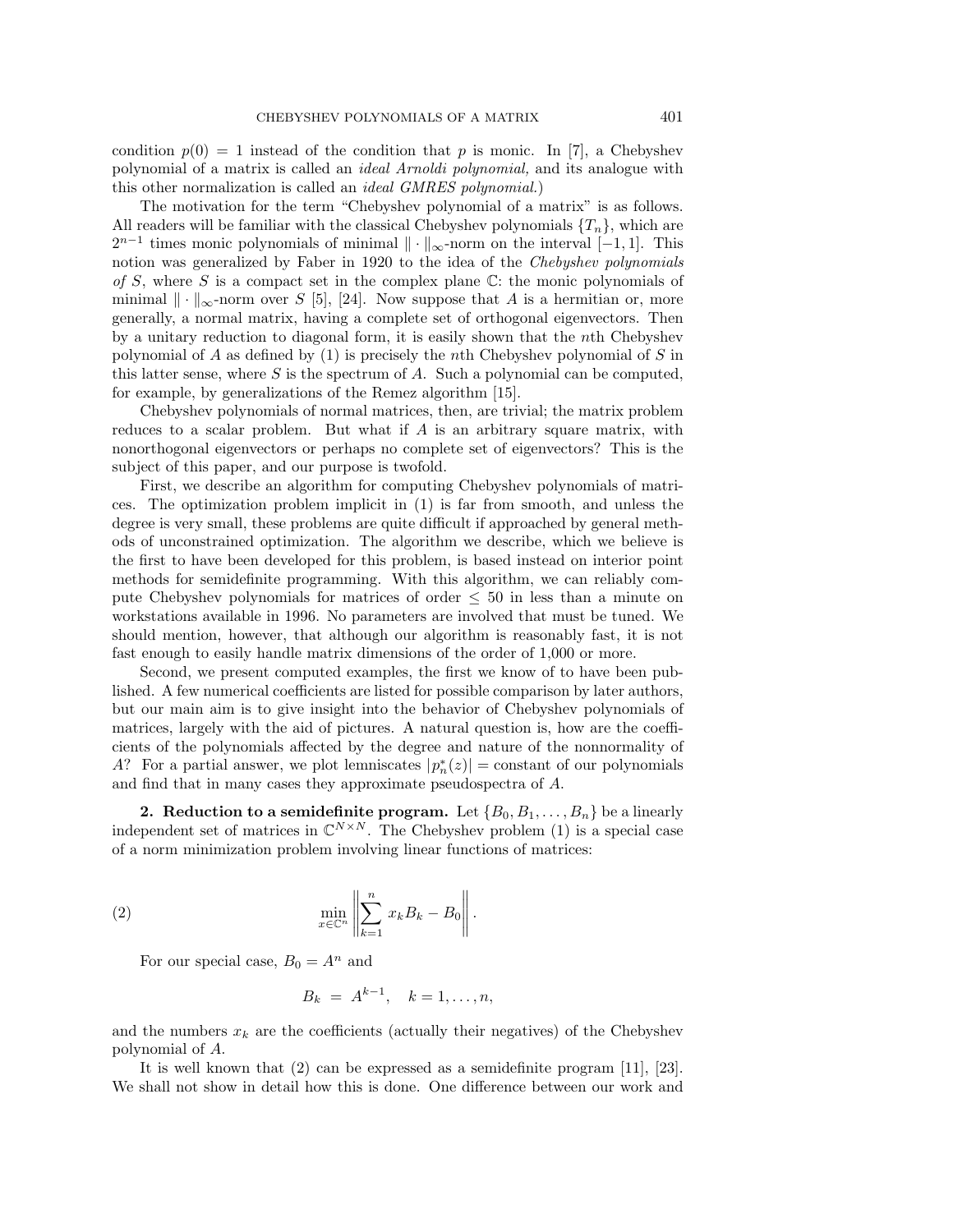condition $p(0) = 1$ instead of the condition that $p$ is monic. In [7], a Chebyshev polynomial of a matrix is called an *ideal Arnoldi polynomial,* and its analogue with this other normalization is called an *ideal GMRES polynomial.*)

The motivation for the term "Chebyshev polynomial of a matrix" is as follows. All readers will be familiar with the classical Chebyshev polynomials $\{T_n\}$, which are $2^{n-1}$ times monic polynomials of minimal $\|\cdot\|_\infty$-norm on the interval $[-1, 1]$. This notion was generalized by Faber in 1920 to the idea of the *Chebyshev polynomials of $S$*, where $S$ is a compact set in the complex plane $\mathbb{C}$: the monic polynomials of minimal $\|\cdot\|_\infty$-norm over $S$ [5], [24]. Now suppose that $A$ is a hermitian or, more generally, a normal matrix, having a complete set of orthogonal eigenvectors. Then by a unitary reduction to diagonal form, it is easily shown that the $n$th Chebyshev polynomial of $A$ as defined by (1) is precisely the $n$th Chebyshev polynomial of $S$ in this latter sense, where $S$ is the spectrum of $A$. Such a polynomial can be computed, for example, by generalizations of the Remez algorithm [15].

Chebyshev polynomials of normal matrices, then, are trivial; the matrix problem reduces to a scalar problem. But what if $A$ is an arbitrary square matrix, with nonorthogonal eigenvectors or perhaps no complete set of eigenvectors? This is the subject of this paper, and our purpose is twofold.

First, we describe an algorithm for computing Chebyshev polynomials of matrices. The optimization problem implicit in (1) is far from smooth, and unless the degree is very small, these problems are quite difficult if approached by general methods of unconstrained optimization. The algorithm we describe, which we believe is the first to have been developed for this problem, is based instead on interior point methods for semidefinite programming. With this algorithm, we can reliably compute Chebyshev polynomials for matrices of order $\leq 50$ in less than a minute on workstations available in 1996. No parameters are involved that must be tuned. We should mention, however, that although our algorithm is reasonably fast, it is not fast enough to easily handle matrix dimensions of the order of 1,000 or more.

Second, we present computed examples, the first we know of to have been published. A few numerical coefficients are listed for possible comparison by later authors, but our main aim is to give insight into the behavior of Chebyshev polynomials of matrices, largely with the aid of pictures. A natural question is, how are the coefficients of the polynomials affected by the degree and nature of the nonnormality of $A$? For a partial answer, we plot lemniscates $|p_n^*(z)| = \text{constant}$ of our polynomials and find that in many cases they approximate pseudospectra of $A$.

## 2. Reduction to a semidefinite program.

Let $\{B_0, B_1, \ldots, B_n\}$ be a linearly independent set of matrices in $\mathbb{C}^{N\times N}$. The Chebyshev problem (1) is a special case of a norm minimization problem involving linear functions of matrices:

$$\min_{x\in\mathbb{C}^n} \left\| \sum_{k=1}^{n} x_k B_k - B_0 \right\|. \tag{2}$$

For our special case, $B_0 = A^n$ and

$$B_k = A^{k-1}, \quad k = 1, \ldots, n,$$

and the numbers $x_k$ are the coefficients (actually their negatives) of the Chebyshev polynomial of $A$.

It is well known that (2) can be expressed as a semidefinite program [11], [23]. We shall not show in detail how this is done. One difference between our work and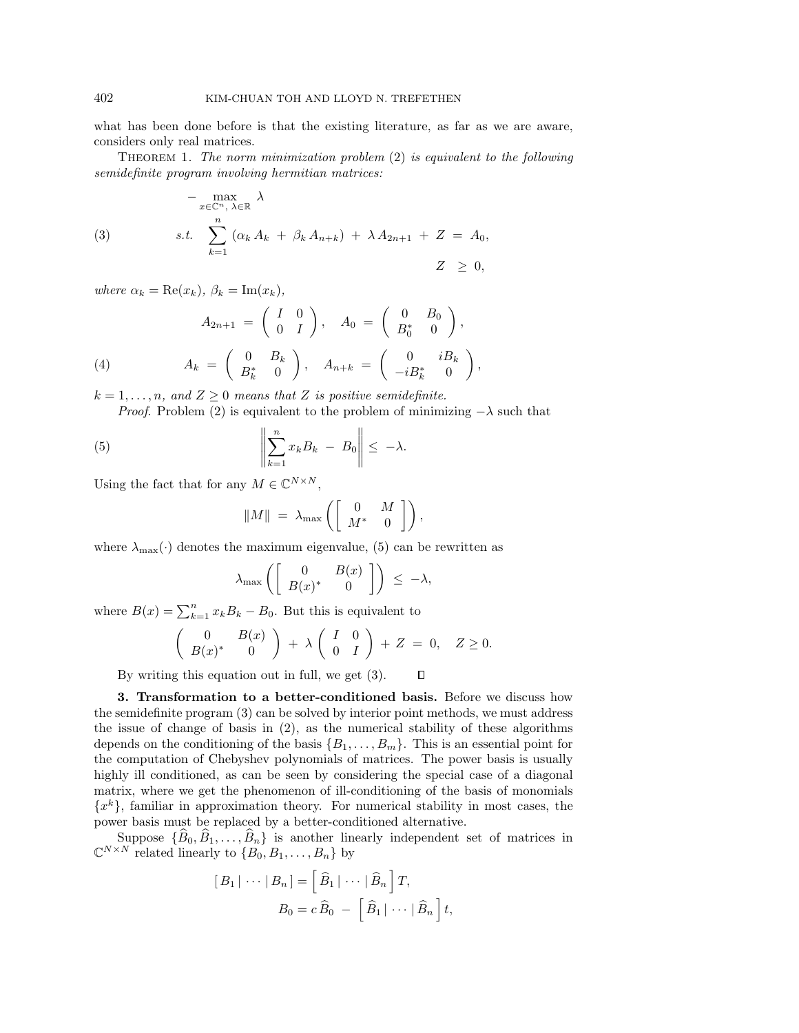what has been done before is that the existing literature, as far as we are aware, considers only real matrices.

Theorem 1. *The norm minimization problem* (2) *is equivalent to the following semidefinite program involving hermitian matrices:*

$$
\begin{aligned}
&-\max_{x\in\mathbb{C}^n,\ \lambda\in\mathbb{R}} \ \lambda \\
&\text{s.t.} \quad \sum_{k=1}^{n} \left(\alpha_k\, A_k \ + \ \beta_k\, A_{n+k}\right) \ + \ \lambda\, A_{2n+1} \ + \ Z \ = \ A_0, \\
&\qquad\qquad\qquad\qquad\qquad\qquad\qquad\qquad\quad Z \ \geq \ 0,
\end{aligned}
\tag{3}
$$

*where* $\alpha_k = \operatorname{Re}(x_k)$, $\beta_k = \operatorname{Im}(x_k)$,

$$
\begin{aligned}
A_{2n+1} \ &= \ \begin{pmatrix} I & 0 \\ 0 & I \end{pmatrix}, \quad A_0 \ = \ \begin{pmatrix} 0 & B_0 \\ B_0^* & 0 \end{pmatrix}, \\
A_k \ &= \ \begin{pmatrix} 0 & B_k \\ B_k^* & 0 \end{pmatrix}, \quad A_{n+k} \ = \ \begin{pmatrix} 0 & iB_k \\ -iB_k^* & 0 \end{pmatrix},
\end{aligned}
\tag{4}
$$

$k = 1, \ldots, n$, *and* $Z \geq 0$ *means that* $Z$ *is positive semidefinite.*

*Proof.* Problem (2) is equivalent to the problem of minimizing $-\lambda$ such that

$$
\left\| \sum_{k=1}^{n} x_k B_k \ - \ B_0 \right\| \ \leq \ -\lambda. \tag{5}
$$

Using the fact that for any $M \in \mathbb{C}^{N\times N}$,

$$
\|M\| \ = \ \lambda_{\max}\left( \begin{bmatrix} 0 & M \\ M^* & 0 \end{bmatrix} \right),
$$

where $\lambda_{\max}(\cdot)$ denotes the maximum eigenvalue, (5) can be rewritten as

$$
\lambda_{\max}\left( \begin{bmatrix} 0 & B(x) \\ B(x)^* & 0 \end{bmatrix} \right) \ \leq \ -\lambda,
$$

where $B(x) = \sum_{k=1}^{n} x_k B_k - B_0$. But this is equivalent to

$$
\begin{pmatrix} 0 & B(x) \\ B(x)^* & 0 \end{pmatrix} \ + \ \lambda \begin{pmatrix} I & 0 \\ 0 & I \end{pmatrix} \ + \ Z \ = \ 0, \quad Z \geq 0.
$$

By writing this equation out in full, we get (3). $\square$

**3. Transformation to a better-conditioned basis.** Before we discuss how the semidefinite program (3) can be solved by interior point methods, we must address the issue of change of basis in (2), as the numerical stability of these algorithms depends on the conditioning of the basis $\{B_1, \ldots, B_m\}$. This is an essential point for the computation of Chebyshev polynomials of matrices. The power basis is usually highly ill conditioned, as can be seen by considering the special case of a diagonal matrix, where we get the phenomenon of ill-conditioning of the basis of monomials $\{x^k\}$, familiar in approximation theory. For numerical stability in most cases, the power basis must be replaced by a better-conditioned alternative.

Suppose $\{\widehat{B}_0, \widehat{B}_1, \ldots, \widehat{B}_n\}$ is another linearly independent set of matrices in $\mathbb{C}^{N\times N}$ related linearly to $\{B_0, B_1, \ldots, B_n\}$ by

$$
\begin{aligned}
\left[\, B_1 \,|\, \cdots \,|\, B_n \,\right] &= \left[\, \widehat{B}_1 \,|\, \cdots \,|\, \widehat{B}_n \,\right] T, \\
B_0 &= c\, \widehat{B}_0 \ - \ \left[\, \widehat{B}_1 \,|\, \cdots \,|\, \widehat{B}_n \,\right] t,
\end{aligned}
$$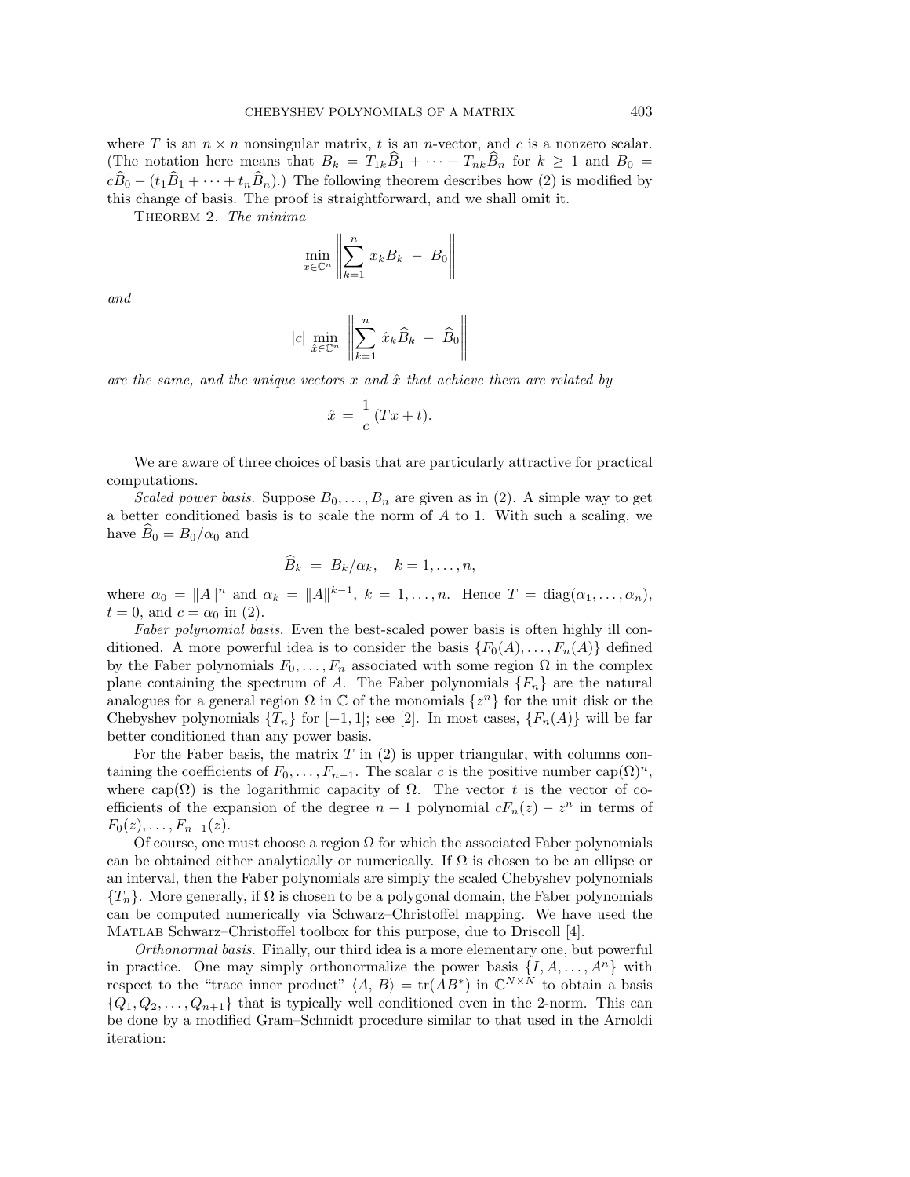where $T$ is an $n \times n$ nonsingular matrix, $t$ is an $n$-vector, and $c$ is a nonzero scalar. (The notation here means that $B_k = T_{1k}\widehat{B}_1 + \cdots + T_{nk}\widehat{B}_n$ for $k \geq 1$ and $B_0 = c\widehat{B}_0 - (t_1\widehat{B}_1 + \cdots + t_n\widehat{B}_n)$.) The following theorem describes how (2) is modified by this change of basis. The proof is straightforward, and we shall omit it.

THEOREM 2. *The minima*

$$\min_{x \in \mathbb{C}^n} \left\| \sum_{k=1}^{n} x_k B_k \; - \; B_0 \right\|$$

*and*

$$|c| \min_{\hat{x} \in \mathbb{C}^n} \left\| \sum_{k=1}^{n} \hat{x}_k \widehat{B}_k \; - \; \widehat{B}_0 \right\|$$

*are the same, and the unique vectors $x$ and $\hat{x}$ that achieve them are related by*

$$\hat{x} \; = \; \frac{1}{c}\,(Tx + t).$$

We are aware of three choices of basis that are particularly attractive for practical computations.

*Scaled power basis.* Suppose $B_0, \ldots, B_n$ are given as in (2). A simple way to get a better conditioned basis is to scale the norm of $A$ to 1. With such a scaling, we have $\widehat{B}_0 = B_0/\alpha_0$ and

$$\widehat{B}_k \; = \; B_k/\alpha_k, \quad k = 1, \ldots, n,$$

where $\alpha_0 = \|A\|^n$ and $\alpha_k = \|A\|^{k-1}$, $k = 1, \ldots, n$. Hence $T = \mathrm{diag}(\alpha_1, \ldots, \alpha_n)$, $t = 0$, and $c = \alpha_0$ in (2).

*Faber polynomial basis.* Even the best-scaled power basis is often highly ill conditioned. A more powerful idea is to consider the basis $\{F_0(A), \ldots, F_n(A)\}$ defined by the Faber polynomials $F_0, \ldots, F_n$ associated with some region $\Omega$ in the complex plane containing the spectrum of $A$. The Faber polynomials $\{F_n\}$ are the natural analogues for a general region $\Omega$ in $\mathbb{C}$ of the monomials $\{z^n\}$ for the unit disk or the Chebyshev polynomials $\{T_n\}$ for $[-1, 1]$; see [2]. In most cases, $\{F_n(A)\}$ will be far better conditioned than any power basis.

For the Faber basis, the matrix $T$ in (2) is upper triangular, with columns containing the coefficients of $F_0, \ldots, F_{n-1}$. The scalar $c$ is the positive number $\mathrm{cap}(\Omega)^n$, where $\mathrm{cap}(\Omega)$ is the logarithmic capacity of $\Omega$. The vector $t$ is the vector of coefficients of the expansion of the degree $n-1$ polynomial $cF_n(z) - z^n$ in terms of $F_0(z), \ldots, F_{n-1}(z)$.

Of course, one must choose a region $\Omega$ for which the associated Faber polynomials can be obtained either analytically or numerically. If $\Omega$ is chosen to be an ellipse or an interval, then the Faber polynomials are simply the scaled Chebyshev polynomials $\{T_n\}$. More generally, if $\Omega$ is chosen to be a polygonal domain, the Faber polynomials can be computed numerically via Schwarz–Christoffel mapping. We have used the MATLAB Schwarz–Christoffel toolbox for this purpose, due to Driscoll [4].

*Orthonormal basis.* Finally, our third idea is a more elementary one, but powerful in practice. One may simply orthonormalize the power basis $\{I, A, \ldots, A^n\}$ with respect to the "trace inner product" $\langle A, B\rangle = \mathrm{tr}(AB^*)$ in $\mathbb{C}^{N\times N}$ to obtain a basis $\{Q_1, Q_2, \ldots, Q_{n+1}\}$ that is typically well conditioned even in the 2-norm. This can be done by a modified Gram–Schmidt procedure similar to that used in the Arnoldi iteration: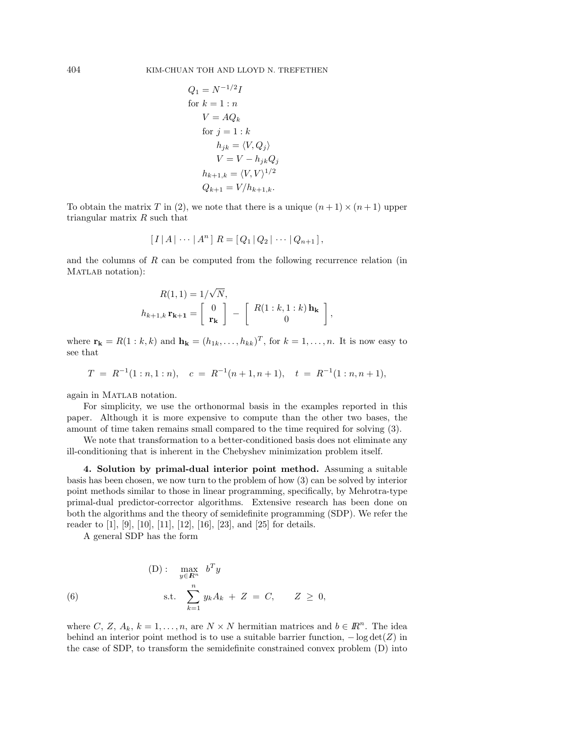$$
\begin{aligned}
&Q_1 = N^{-1/2} I \\
&\text{for } k = 1 : n \\
&\quad V = AQ_k \\
&\quad \text{for } j = 1 : k \\
&\quad\quad h_{jk} = \langle V, Q_j \rangle \\
&\quad\quad V = V - h_{jk} Q_j \\
&\quad h_{k+1,k} = \langle V, V \rangle^{1/2} \\
&\quad Q_{k+1} = V / h_{k+1,k}.
\end{aligned}
$$

To obtain the matrix $T$ in (2), we note that there is a unique $(n+1) \times (n+1)$ upper triangular matrix $R$ such that

$$
[\, I \,|\, A \,|\, \cdots \,|\, A^n \,] \; R = [\, Q_1 \,|\, Q_2 \,|\, \cdots \,|\, Q_{n+1} \,],
$$

and the columns of $R$ can be computed from the following recurrence relation (in MATLAB notation):

$$
\begin{aligned}
R(1,1) &= 1/\sqrt{N}, \\
h_{k+1,k}\, \mathbf{r_{k+1}} &= \begin{bmatrix} 0 \\ \mathbf{r_k} \end{bmatrix} - \begin{bmatrix} R(1:k, 1:k)\, \mathbf{h_k} \\ 0 \end{bmatrix},
\end{aligned}
$$

where $\mathbf{r_k} = R(1:k, k)$ and $\mathbf{h_k} = (h_{1k}, \ldots, h_{kk})^T$, for $k = 1, \ldots, n$. It is now easy to see that

$$
T \;=\; R^{-1}(1:n, 1:n), \quad c \;=\; R^{-1}(n+1, n+1), \quad t \;=\; R^{-1}(1:n, n+1),
$$

again in MATLAB notation.

For simplicity, we use the orthonormal basis in the examples reported in this paper. Although it is more expensive to compute than the other two bases, the amount of time taken remains small compared to the time required for solving (3).

We note that transformation to a better-conditioned basis does not eliminate any ill-conditioning that is inherent in the Chebyshev minimization problem itself.

## 4. Solution by primal-dual interior point method.

Assuming a suitable basis has been chosen, we now turn to the problem of how (3) can be solved by interior point methods similar to those in linear programming, specifically, by Mehrotra-type primal-dual predictor-corrector algorithms. Extensive research has been done on both the algorithms and the theory of semidefinite programming (SDP). We refer the reader to [1], [9], [10], [11], [12], [16], [23], and [25] for details.

A general SDP has the form

$$
\text{(6)} \qquad
\begin{aligned}
\text{(D)}: \quad & \max_{y \in \mathbb{R}^n} \; b^T y \\
& \text{s.t.} \quad \sum_{k=1}^{n} y_k A_k \;+\; Z \;=\; C, \qquad Z \;\geq\; 0,
\end{aligned}
$$

where $C$, $Z$, $A_k$, $k = 1, \ldots, n$, are $N \times N$ hermitian matrices and $b \in \mathbb{R}^n$. The idea behind an interior point method is to use a suitable barrier function, $-\log\det(Z)$ in the case of SDP, to transform the semidefinite constrained convex problem (D) into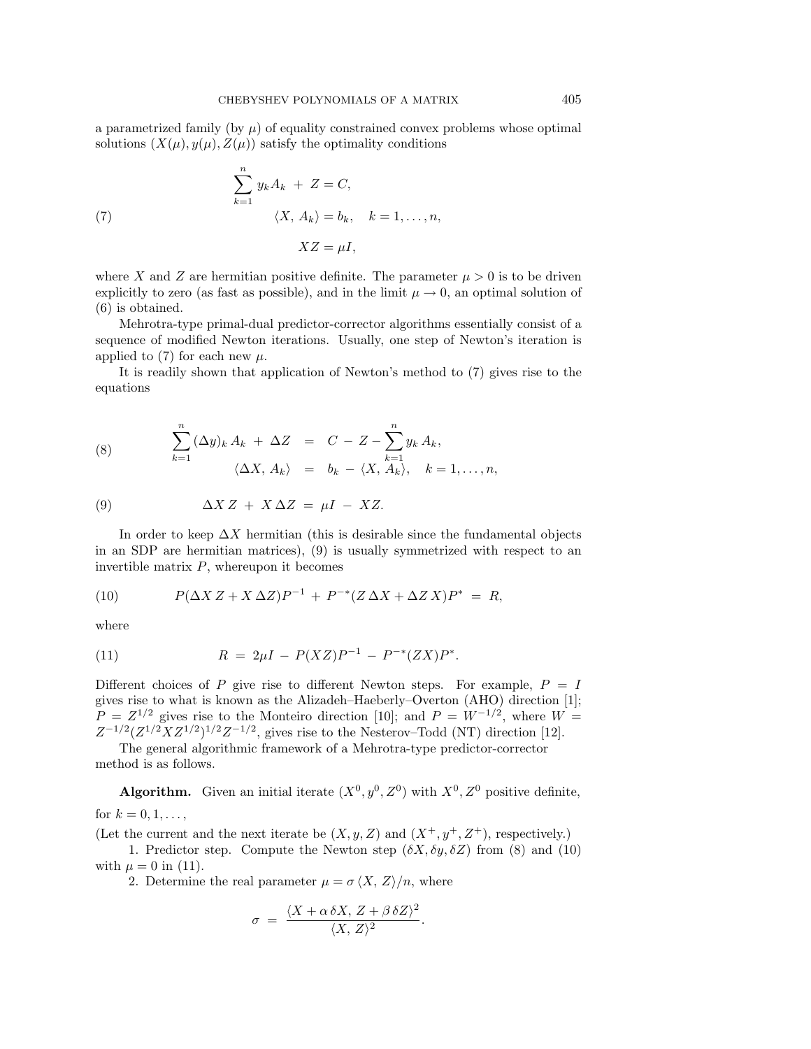a parametrized family (by $\mu$) of equality constrained convex problems whose optimal solutions $(X(\mu), y(\mu), Z(\mu))$ satisfy the optimality conditions

$$
\begin{aligned}
\sum_{k=1}^{n} y_k A_k \; + \; Z &= C, \\
\langle X,\, A_k \rangle &= b_k, \quad k = 1, \ldots, n, \\
XZ &= \mu I,
\end{aligned}
\tag{7}
$$

where $X$ and $Z$ are hermitian positive definite. The parameter $\mu > 0$ is to be driven explicitly to zero (as fast as possible), and in the limit $\mu \to 0$, an optimal solution of (6) is obtained.

Mehrotra-type primal-dual predictor-corrector algorithms essentially consist of a sequence of modified Newton iterations. Usually, one step of Newton's iteration is applied to (7) for each new $\mu$.

It is readily shown that application of Newton's method to (7) gives rise to the equations

$$
\begin{aligned}
\sum_{k=1}^{n} (\Delta y)_k \, A_k \; + \; \Delta Z \;\; &= \;\; C \; - \; Z - \sum_{k=1}^{n} y_k \, A_k, \\
\langle \Delta X,\, A_k \rangle \;\; &= \;\; b_k \; - \; \langle X,\, A_k \rangle, \quad k = 1, \ldots, n,
\end{aligned}
\tag{8}
$$

$$
\Delta X \, Z \; + \; X \, \Delta Z \; = \; \mu I \; - \; XZ. \tag{9}
$$

In order to keep $\Delta X$ hermitian (this is desirable since the fundamental objects in an SDP are hermitian matrices), (9) is usually symmetrized with respect to an invertible matrix $P$, whereupon it becomes

$$
P(\Delta X \, Z + X \, \Delta Z)P^{-1} \; + \; P^{-*}(Z \, \Delta X + \Delta Z \, X)P^{*} \; = \; R, \tag{10}
$$

where

$$
R \; = \; 2\mu I \; - \; P(XZ)P^{-1} \; - \; P^{-*}(ZX)P^{*}. \tag{11}
$$

Different choices of $P$ give rise to different Newton steps. For example, $P = I$ gives rise to what is known as the Alizadeh–Haeberly–Overton (AHO) direction [1]; $P = Z^{1/2}$ gives rise to the Monteiro direction [10]; and $P = W^{-1/2}$, where $W = Z^{-1/2}(Z^{1/2} X Z^{1/2})^{1/2} Z^{-1/2}$, gives rise to the Nesterov–Todd (NT) direction [12].

The general algorithmic framework of a Mehrotra-type predictor-corrector method is as follows.

**Algorithm.** Given an initial iterate $(X^0, y^0, Z^0)$ with $X^0, Z^0$ positive definite, for $k = 0, 1, \ldots,$

(Let the current and the next iterate be $(X, y, Z)$ and $(X^+, y^+, Z^+)$, respectively.)

1. Predictor step. Compute the Newton step $(\delta X, \delta y, \delta Z)$ from (8) and (10) with $\mu = 0$ in (11).
2. Determine the real parameter $\mu = \sigma \, \langle X,\, Z \rangle / n$, where

$$
\sigma \; = \; \frac{\langle X + \alpha \, \delta X,\, Z + \beta \, \delta Z \rangle^2}{\langle X,\, Z \rangle^2}.
$$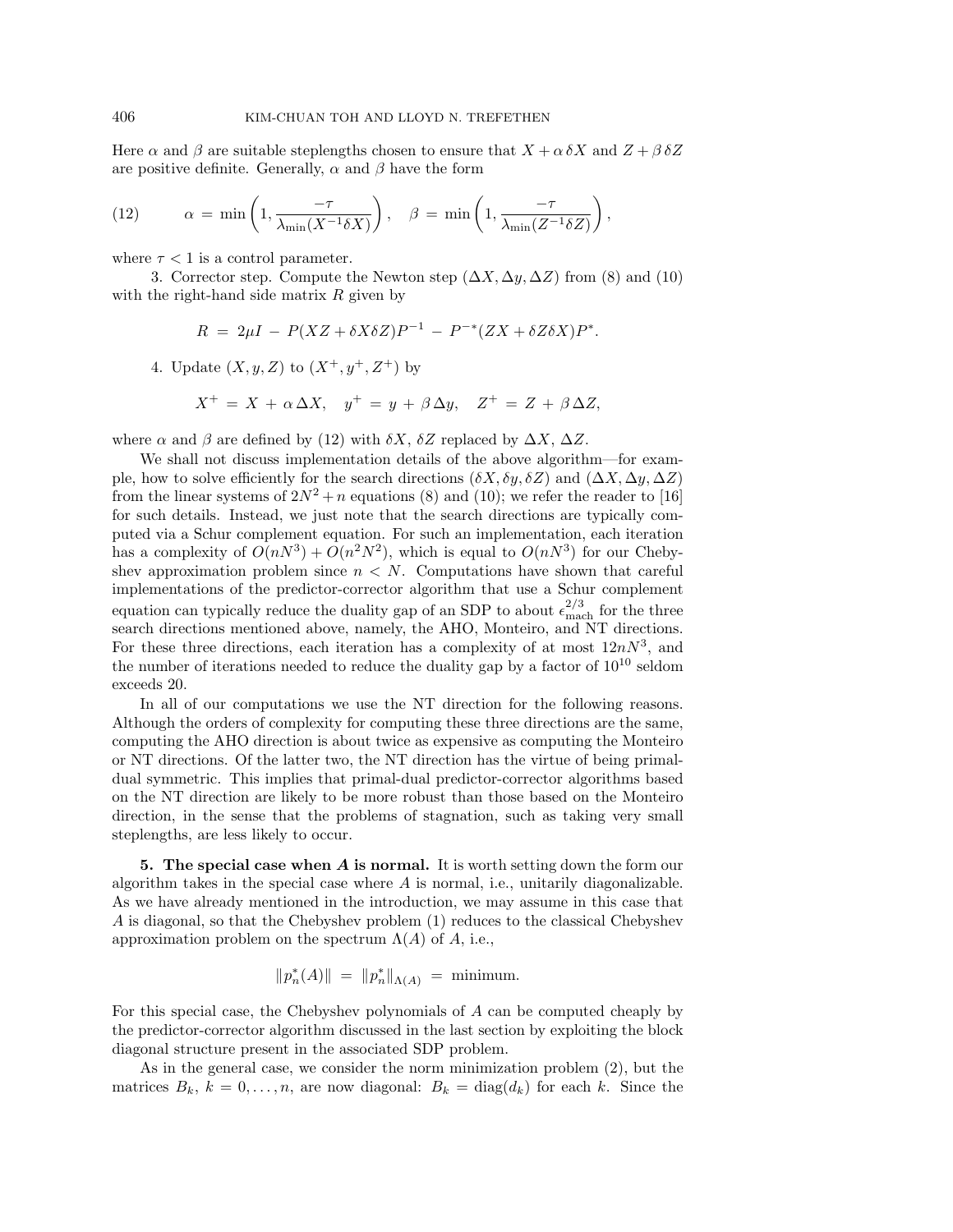Here $\alpha$ and $\beta$ are suitable steplengths chosen to ensure that $X + \alpha\,\delta X$ and $Z + \beta\,\delta Z$ are positive definite. Generally, $\alpha$ and $\beta$ have the form

$$\alpha \,=\, \min\left(1, \frac{-\tau}{\lambda_{\min}(X^{-1}\delta X)}\right), \quad \beta \,=\, \min\left(1, \frac{-\tau}{\lambda_{\min}(Z^{-1}\delta Z)}\right), \tag{12}$$

where $\tau < 1$ is a control parameter.

3. Corrector step. Compute the Newton step $(\Delta X, \Delta y, \Delta Z)$ from (8) and (10) with the right-hand side matrix $R$ given by

$$R \,=\, 2\mu I \,-\, P(XZ + \delta X \delta Z)P^{-1} \,-\, P^{-*}(ZX + \delta Z \delta X)P^{*}.$$

4. Update $(X, y, Z)$ to $(X^{+}, y^{+}, Z^{+})$ by

$$X^{+} \,=\, X \,+\, \alpha\,\Delta X, \quad y^{+} \,=\, y \,+\, \beta\,\Delta y, \quad Z^{+} \,=\, Z \,+\, \beta\,\Delta Z,$$

where $\alpha$ and $\beta$ are defined by (12) with $\delta X$, $\delta Z$ replaced by $\Delta X$, $\Delta Z$.

We shall not discuss implementation details of the above algorithm—for example, how to solve efficiently for the search directions $(\delta X, \delta y, \delta Z)$ and $(\Delta X, \Delta y, \Delta Z)$ from the linear systems of $2N^2 + n$ equations (8) and (10); we refer the reader to [16] for such details. Instead, we just note that the search directions are typically computed via a Schur complement equation. For such an implementation, each iteration has a complexity of $O(nN^3) + O(n^2N^2)$, which is equal to $O(nN^3)$ for our Chebyshev approximation problem since $n < N$. Computations have shown that careful implementations of the predictor-corrector algorithm that use a Schur complement equation can typically reduce the duality gap of an SDP to about $\epsilon_{\text{mach}}^{2/3}$ for the three search directions mentioned above, namely, the AHO, Monteiro, and NT directions. For these three directions, each iteration has a complexity of at most $12nN^3$, and the number of iterations needed to reduce the duality gap by a factor of $10^{10}$ seldom exceeds 20.

In all of our computations we use the NT direction for the following reasons. Although the orders of complexity for computing these three directions are the same, computing the AHO direction is about twice as expensive as computing the Monteiro or NT directions. Of the latter two, the NT direction has the virtue of being primal-dual symmetric. This implies that primal-dual predictor-corrector algorithms based on the NT direction are likely to be more robust than those based on the Monteiro direction, in the sense that the problems of stagnation, such as taking very small steplengths, are less likely to occur.

**5. The special case when $A$ is normal.** It is worth setting down the form our algorithm takes in the special case where $A$ is normal, i.e., unitarily diagonalizable. As we have already mentioned in the introduction, we may assume in this case that $A$ is diagonal, so that the Chebyshev problem (1) reduces to the classical Chebyshev approximation problem on the spectrum $\Lambda(A)$ of $A$, i.e.,

$$\|p_n^*(A)\| \,=\, \|p_n^*\|_{\Lambda(A)} \,=\, \text{minimum}.$$

For this special case, the Chebyshev polynomials of $A$ can be computed cheaply by the predictor-corrector algorithm discussed in the last section by exploiting the block diagonal structure present in the associated SDP problem.

As in the general case, we consider the norm minimization problem (2), but the matrices $B_k$, $k = 0, \ldots, n$, are now diagonal: $B_k = \text{diag}(d_k)$ for each $k$. Since the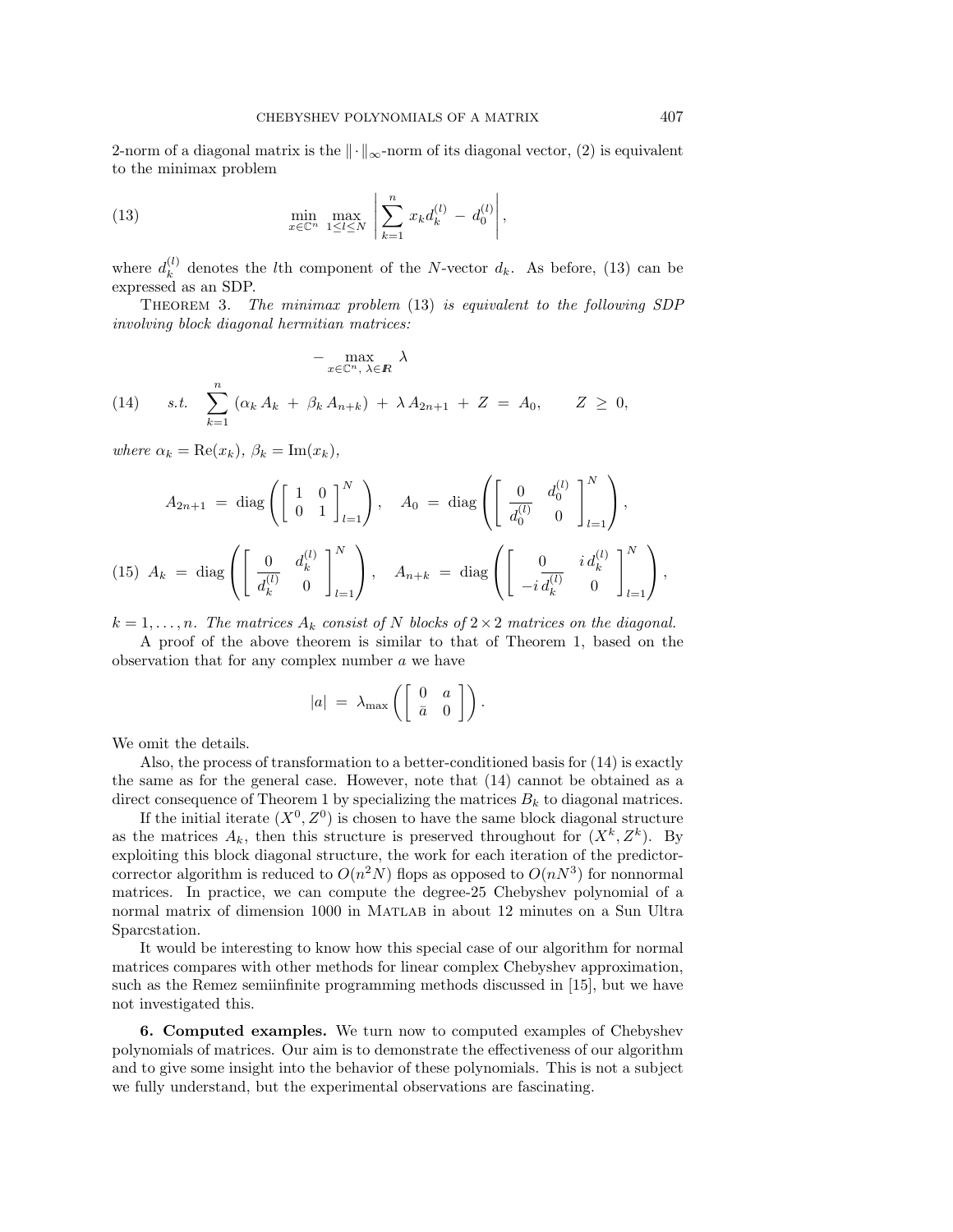2-norm of a diagonal matrix is the $\|\cdot\|_\infty$-norm of its diagonal vector, (2) is equivalent to the minimax problem

$$\min_{x\in\mathbb{C}^n}\ \max_{1\le l\le N}\ \left|\sum_{k=1}^{n} x_k d_k^{(l)}\ -\ d_0^{(l)}\right|, \tag{13}$$

where $d_k^{(l)}$ denotes the $l$th component of the $N$-vector $d_k$. As before, (13) can be expressed as an SDP.

THEOREM 3. *The minimax problem* (13) *is equivalent to the following SDP involving block diagonal hermitian matrices:*

$$\begin{aligned} &-\max_{x\in\mathbb{C}^n,\ \lambda\in\mathbb{R}}\ \lambda \\ &s.t.\quad \sum_{k=1}^{n}\left(\alpha_k A_k\ +\ \beta_k A_{n+k}\right)\ +\ \lambda A_{2n+1}\ +\ Z\ =\ A_0, \qquad Z\ \ge\ 0, \end{aligned} \tag{14}$$

*where* $\alpha_k = \mathrm{Re}(x_k)$, $\beta_k = \mathrm{Im}(x_k)$,

$$A_{2n+1}\ =\ \mathrm{diag}\left(\left[\begin{array}{cc} 1 & 0 \\ 0 & 1 \end{array}\right]_{l=1}^{N}\right), \quad A_0\ =\ \mathrm{diag}\left(\left[\begin{array}{cc} 0 & d_0^{(l)} \\ \overline{d_0^{(l)}} & 0 \end{array}\right]_{l=1}^{N}\right),$$

$$A_k\ =\ \mathrm{diag}\left(\left[\begin{array}{cc} 0 & d_k^{(l)} \\ \overline{d_k^{(l)}} & 0 \end{array}\right]_{l=1}^{N}\right), \quad A_{n+k}\ =\ \mathrm{diag}\left(\left[\begin{array}{cc} 0 & i\,d_k^{(l)} \\ -i\,\overline{d_k^{(l)}} & 0 \end{array}\right]_{l=1}^{N}\right), \tag{15}$$

$k = 1,\ldots,n$. *The matrices $A_k$ consist of $N$ blocks of $2\times 2$ matrices on the diagonal.*

A proof of the above theorem is similar to that of Theorem 1, based on the observation that for any complex number $a$ we have

$$|a|\ =\ \lambda_{\max}\left(\left[\begin{array}{cc} 0 & a \\ \bar{a} & 0 \end{array}\right]\right).$$

We omit the details.

Also, the process of transformation to a better-conditioned basis for (14) is exactly the same as for the general case. However, note that (14) cannot be obtained as a direct consequence of Theorem 1 by specializing the matrices $B_k$ to diagonal matrices.

If the initial iterate $(X^0, Z^0)$ is chosen to have the same block diagonal structure as the matrices $A_k$, then this structure is preserved throughout for $(X^k, Z^k)$. By exploiting this block diagonal structure, the work for each iteration of the predictor-corrector algorithm is reduced to $O(n^2N)$ flops as opposed to $O(nN^3)$ for nonnormal matrices. In practice, we can compute the degree-25 Chebyshev polynomial of a normal matrix of dimension 1000 in MATLAB in about 12 minutes on a Sun Ultra Sparcstation.

It would be interesting to know how this special case of our algorithm for normal matrices compares with other methods for linear complex Chebyshev approximation, such as the Remez semiinfinite programming methods discussed in [15], but we have not investigated this.

**6. Computed examples.** We turn now to computed examples of Chebyshev polynomials of matrices. Our aim is to demonstrate the effectiveness of our algorithm and to give some insight into the behavior of these polynomials. This is not a subject we fully understand, but the experimental observations are fascinating.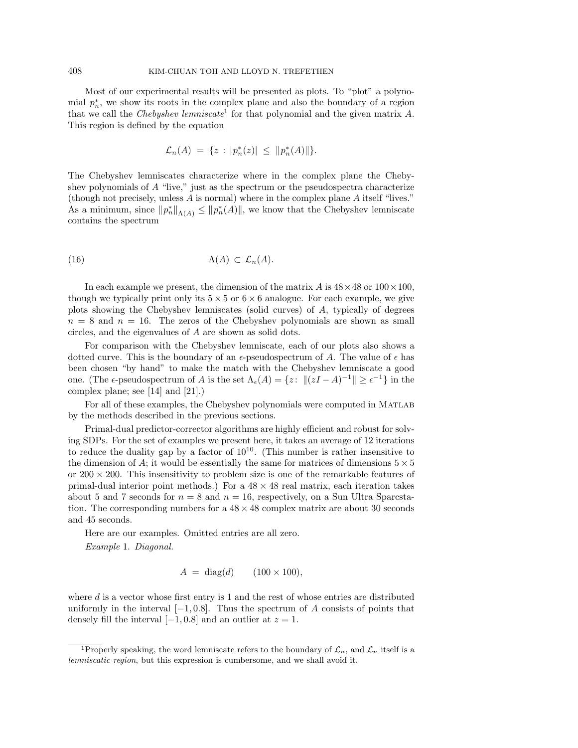Most of our experimental results will be presented as plots. To "plot" a polynomial $p_n^*$, we show its roots in the complex plane and also the boundary of a region that we call the *Chebyshev lemniscate*[1] for that polynomial and the given matrix $A$. This region is defined by the equation

$$\mathcal{L}_n(A) \;=\; \{z \,:\, |p_n^*(z)| \;\leq\; \|p_n^*(A)\|\}.$$

The Chebyshev lemniscates characterize where in the complex plane the Chebyshev polynomials of $A$ "live," just as the spectrum or the pseudospectra characterize (though not precisely, unless $A$ is normal) where in the complex plane $A$ itself "lives." As a minimum, since $\|p_n^*\|_{\Lambda(A)} \leq \|p_n^*(A)\|$, we know that the Chebyshev lemniscate contains the spectrum

$$\Lambda(A) \,\subset\, \mathcal{L}_n(A). \tag{16}$$

In each example we present, the dimension of the matrix $A$ is $48\times 48$ or $100\times 100$, though we typically print only its $5\times 5$ or $6\times 6$ analogue. For each example, we give plots showing the Chebyshev lemniscates (solid curves) of $A$, typically of degrees $n = 8$ and $n = 16$. The zeros of the Chebyshev polynomials are shown as small circles, and the eigenvalues of $A$ are shown as solid dots.

For comparison with the Chebyshev lemniscate, each of our plots also shows a dotted curve. This is the boundary of an $\epsilon$-pseudospectrum of $A$. The value of $\epsilon$ has been chosen "by hand" to make the match with the Chebyshev lemniscate a good one. (The $\epsilon$-pseudospectrum of $A$ is the set $\Lambda_\epsilon(A) = \{z\colon\, \|(zI-A)^{-1}\| \geq \epsilon^{-1}\}$ in the complex plane; see [14] and [21].)

For all of these examples, the Chebyshev polynomials were computed in MATLAB by the methods described in the previous sections.

Primal-dual predictor-corrector algorithms are highly efficient and robust for solving SDPs. For the set of examples we present here, it takes an average of 12 iterations to reduce the duality gap by a factor of $10^{10}$. (This number is rather insensitive to the dimension of $A$; it would be essentially the same for matrices of dimensions $5\times 5$ or $200\times 200$. This insensitivity to problem size is one of the remarkable features of primal-dual interior point methods.) For a $48\times 48$ real matrix, each iteration takes about 5 and 7 seconds for $n = 8$ and $n = 16$, respectively, on a Sun Ultra Sparcstation. The corresponding numbers for a $48\times 48$ complex matrix are about 30 seconds and 45 seconds.

Here are our examples. Omitted entries are all zero.

*Example* 1. *Diagonal.*

$$A \;=\; \mathrm{diag}(d) \qquad (100\times 100),$$

where $d$ is a vector whose first entry is 1 and the rest of whose entries are distributed uniformly in the interval $[-1, 0.8]$. Thus the spectrum of $A$ consists of points that densely fill the interval $[-1, 0.8]$ and an outlier at $z = 1$.

---

[1] Properly speaking, the word lemniscate refers to the boundary of $\mathcal{L}_n$, and $\mathcal{L}_n$ itself is a *lemniscatic region*, but this expression is cumbersome, and we shall avoid it.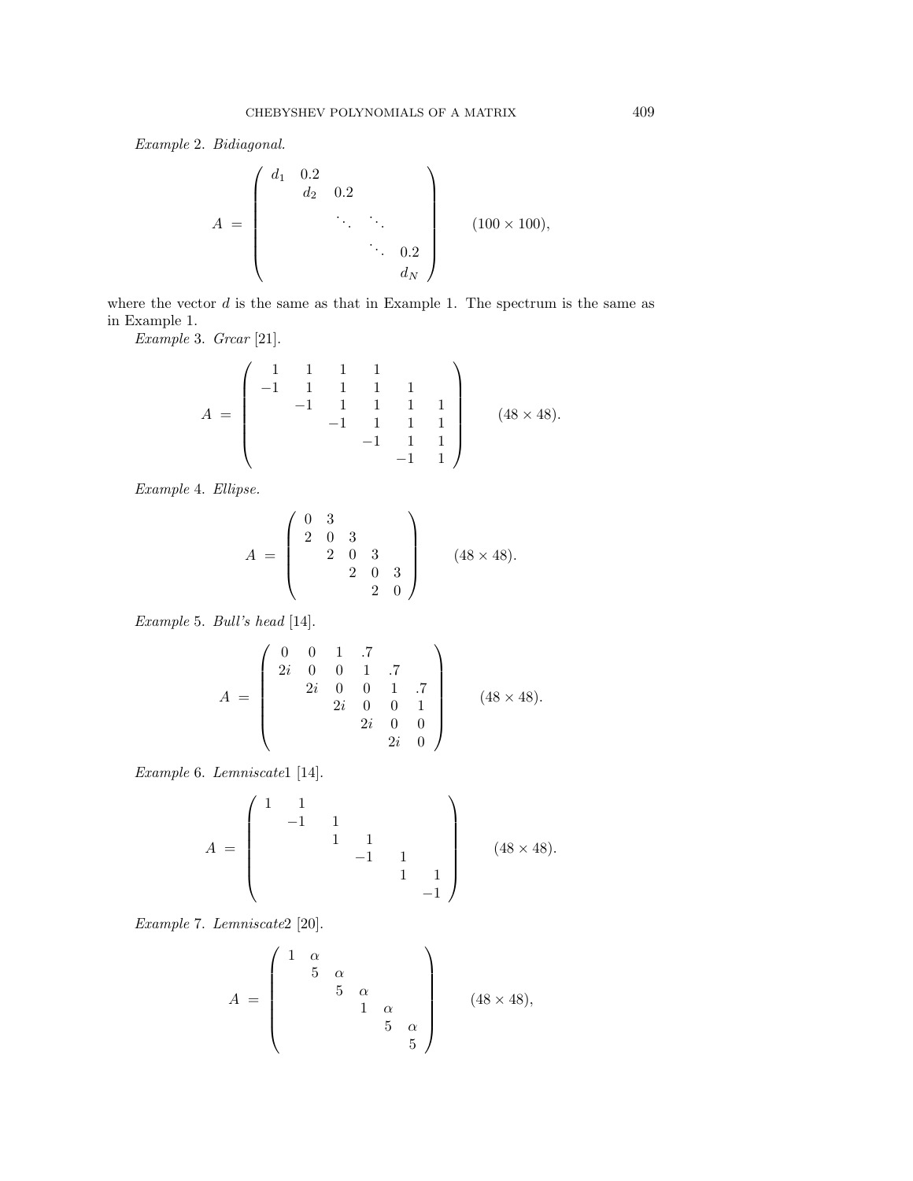*Example* 2. *Bidiagonal.*

$$
A = \begin{pmatrix} d_1 & 0.2 & & & \\ & d_2 & 0.2 & & \\ & & \ddots & \ddots & \\ & & & \ddots & 0.2 \\ & & & & d_N \end{pmatrix} \qquad (100 \times 100),
$$

where the vector $d$ is the same as that in Example 1. The spectrum is the same as in Example 1.

*Example* 3. *Grcar* [21].

$$
A = \begin{pmatrix} 1 & 1 & 1 & 1 & & \\ -1 & 1 & 1 & 1 & 1 & \\ & -1 & 1 & 1 & 1 & 1 \\ & & -1 & 1 & 1 & 1 \\ & & & -1 & 1 & 1 \\ & & & & -1 & 1 \end{pmatrix} \qquad (48 \times 48).
$$

*Example* 4. *Ellipse.*

$$
A = \begin{pmatrix} 0 & 3 & & & \\ 2 & 0 & 3 & & \\ & 2 & 0 & 3 & \\ & & 2 & 0 & 3 \\ & & & 2 & 0 \end{pmatrix} \qquad (48 \times 48).
$$

*Example* 5. *Bull's head* [14].

$$
A = \begin{pmatrix} 0 & 0 & 1 & .7 & & \\ 2i & 0 & 0 & 1 & .7 & \\ & 2i & 0 & 0 & 1 & .7 \\ & & 2i & 0 & 0 & 1 \\ & & & 2i & 0 & 0 \\ & & & & 2i & 0 \end{pmatrix} \qquad (48 \times 48).
$$

*Example* 6. *Lemniscate1* [14].

$$
A = \begin{pmatrix} 1 & 1 & & & & \\ & -1 & 1 & & & \\ & & 1 & 1 & & \\ & & & -1 & 1 & \\ & & & & 1 & 1 \\ & & & & & -1 \end{pmatrix} \qquad (48 \times 48).
$$

*Example* 7. *Lemniscate2* [20].

$$
A = \begin{pmatrix} 1 & \alpha & & & & \\ & 5 & \alpha & & & \\ & & 5 & \alpha & & \\ & & & 1 & \alpha & \\ & & & & 5 & \alpha \\ & & & & & 5 \end{pmatrix} \qquad (48 \times 48),
$$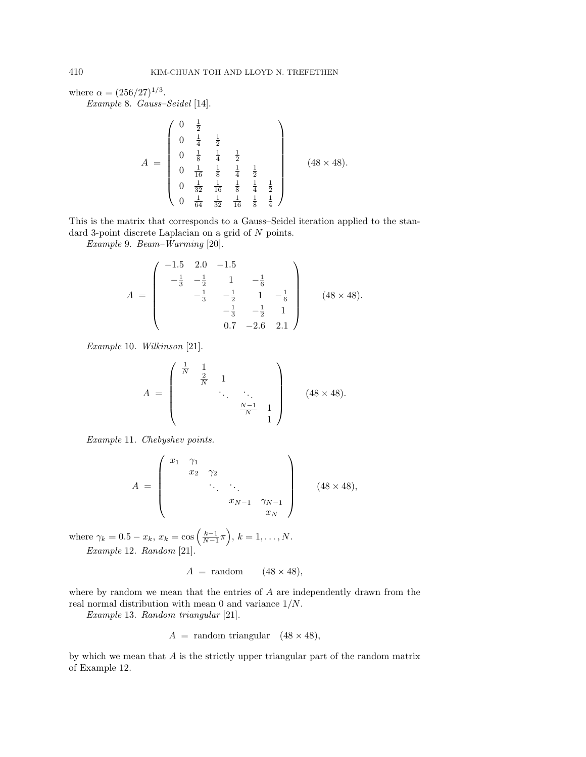where $\alpha = (256/27)^{1/3}$.

*Example* 8. *Gauss–Seidel* [14].

$$A = \begin{pmatrix} 0 & \frac{1}{2} & & & & \\ 0 & \frac{1}{4} & \frac{1}{2} & & & \\ 0 & \frac{1}{8} & \frac{1}{4} & \frac{1}{2} & & \\ 0 & \frac{1}{16} & \frac{1}{8} & \frac{1}{4} & \frac{1}{2} & \\ 0 & \frac{1}{32} & \frac{1}{16} & \frac{1}{8} & \frac{1}{4} & \frac{1}{2} \\ 0 & \frac{1}{64} & \frac{1}{32} & \frac{1}{16} & \frac{1}{8} & \frac{1}{4} \end{pmatrix} \qquad (48 \times 48).$$

This is the matrix that corresponds to a Gauss–Seidel iteration applied to the standard 3-point discrete Laplacian on a grid of $N$ points.

*Example* 9. *Beam–Warming* [20].

$$A = \begin{pmatrix} -1.5 & 2.0 & -1.5 & & & \\ -\frac{1}{3} & -\frac{1}{2} & 1 & -\frac{1}{6} & & \\ & -\frac{1}{3} & -\frac{1}{2} & 1 & -\frac{1}{6} & \\ & & -\frac{1}{3} & -\frac{1}{2} & 1 & \\ & & 0.7 & -2.6 & 2.1 & \end{pmatrix} \qquad (48 \times 48).$$

*Example* 10. *Wilkinson* [21].

$$A = \begin{pmatrix} \frac{1}{N} & 1 & & & \\ & \frac{2}{N} & 1 & & \\ & & \ddots & \ddots & \\ & & & \frac{N-1}{N} & 1 \\ & & & & 1 \end{pmatrix} \qquad (48 \times 48).$$

*Example* 11. *Chebyshev points.*

$$A = \begin{pmatrix} x_1 & \gamma_1 & & & \\ & x_2 & \gamma_2 & & \\ & & \ddots & \ddots & \\ & & & x_{N-1} & \gamma_{N-1} \\ & & & & x_N \end{pmatrix} \qquad (48 \times 48),$$

where $\gamma_k = 0.5 - x_k$, $x_k = \cos\left(\frac{k-1}{N-1}\pi\right)$, $k = 1, \ldots, N$.

*Example* 12. *Random* [21].

$$A = \text{random} \qquad (48 \times 48),$$

where by random we mean that the entries of $A$ are independently drawn from the real normal distribution with mean 0 and variance $1/N$.

*Example* 13. *Random triangular* [21].

$$A = \text{random triangular} \quad (48 \times 48),$$

by which we mean that $A$ is the strictly upper triangular part of the random matrix of Example 12.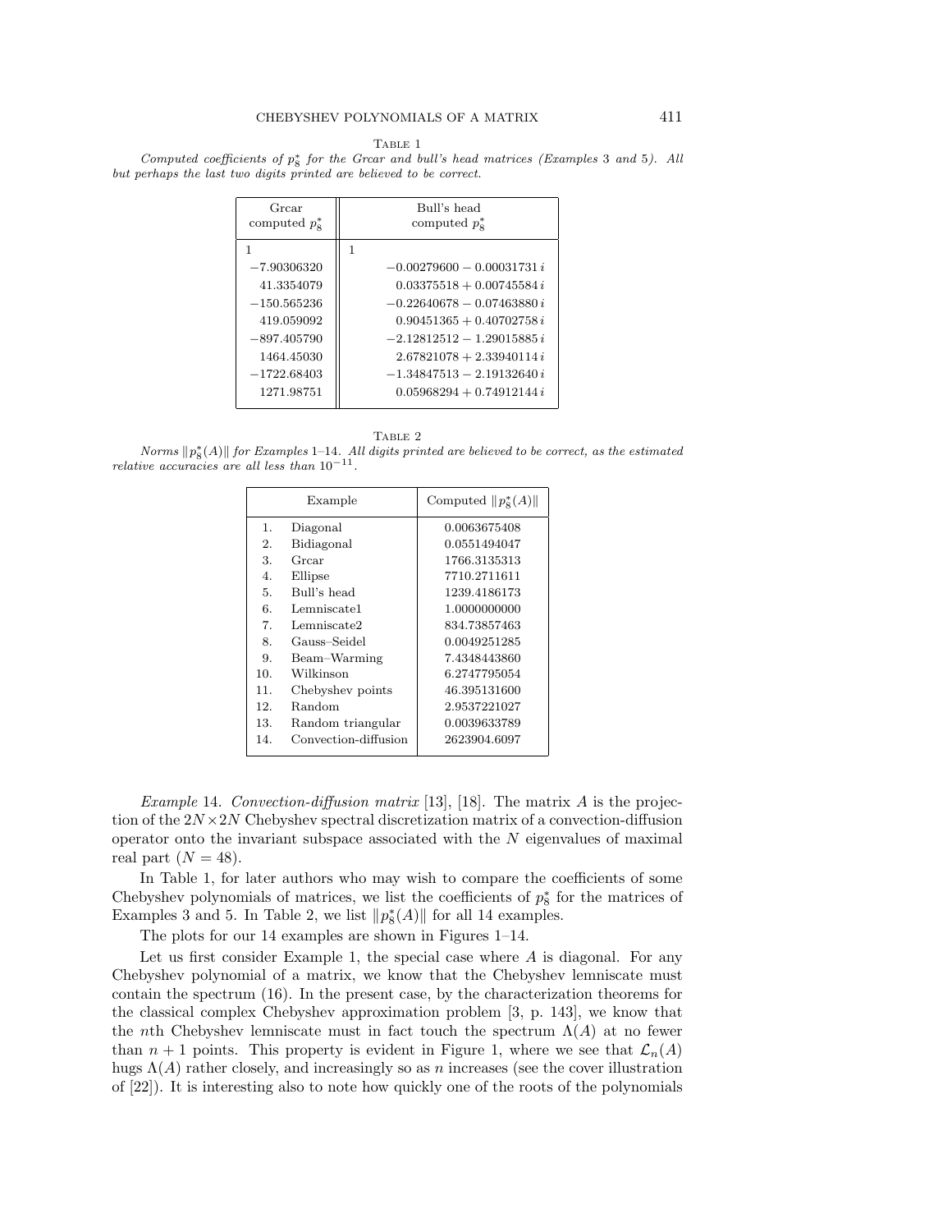Table 1

*Computed coefficients of $p_8^*$ for the Grcar and bull's head matrices (Examples 3 and 5). All but perhaps the last two digits printed are believed to be correct.*

| Grcar computed $p_8^*$ | Bull's head computed $p_8^*$ |
|---|---|
| 1 | 1 |
| −7.90306320 | $-0.00279600 - 0.00031731\,i$ |
| 41.3354079 | $0.03375518 + 0.00745584\,i$ |
| −150.565236 | $-0.22640678 - 0.07463880\,i$ |
| 419.059092 | $0.90451365 + 0.40702758\,i$ |
| −897.405790 | $-2.12812512 - 1.29015885\,i$ |
| 1464.45030 | $2.67821078 + 2.33940114\,i$ |
| −1722.68403 | $-1.34847513 - 2.19132640\,i$ |
| 1271.98751 | $0.05968294 + 0.74912144\,i$ |

Table 2

*Norms $\|p_8^*(A)\|$ for Examples 1–14. All digits printed are believed to be correct, as the estimated relative accuracies are all less than $10^{-11}$.*

| | Example | Computed $\|p_8^*(A)\|$ |
|---|---|---|
| 1. | Diagonal | 0.0063675408 |
| 2. | Bidiagonal | 0.0551494047 |
| 3. | Grcar | 1766.3135313 |
| 4. | Ellipse | 7710.2711611 |
| 5. | Bull's head | 1239.4186173 |
| 6. | Lemniscate1 | 1.0000000000 |
| 7. | Lemniscate2 | 834.73857463 |
| 8. | Gauss–Seidel | 0.0049251285 |
| 9. | Beam–Warming | 7.4348443860 |
| 10. | Wilkinson | 6.2747795054 |
| 11. | Chebyshev points | 46.395131600 |
| 12. | Random | 2.9537221027 |
| 13. | Random triangular | 0.0039633789 |
| 14. | Convection-diffusion | 2623904.6097 |

*Example* 14. *Convection-diffusion matrix* [13], [18]. The matrix $A$ is the projection of the $2N \times 2N$ Chebyshev spectral discretization matrix of a convection-diffusion operator onto the invariant subspace associated with the $N$ eigenvalues of maximal real part ($N = 48$).

In Table 1, for later authors who may wish to compare the coefficients of some Chebyshev polynomials of matrices, we list the coefficients of $p_8^*$ for the matrices of Examples 3 and 5. In Table 2, we list $\|p_8^*(A)\|$ for all 14 examples.

The plots for our 14 examples are shown in Figures 1–14.

Let us first consider Example 1, the special case where $A$ is diagonal. For any Chebyshev polynomial of a matrix, we know that the Chebyshev lemniscate must contain the spectrum (16). In the present case, by the characterization theorems for the classical complex Chebyshev approximation problem [3, p. 143], we know that the $n$th Chebyshev lemniscate must in fact touch the spectrum $\Lambda(A)$ at no fewer than $n + 1$ points. This property is evident in Figure 1, where we see that $\mathcal{L}_n(A)$ hugs $\Lambda(A)$ rather closely, and increasingly so as $n$ increases (see the cover illustration of [22]). It is interesting also to note how quickly one of the roots of the polynomials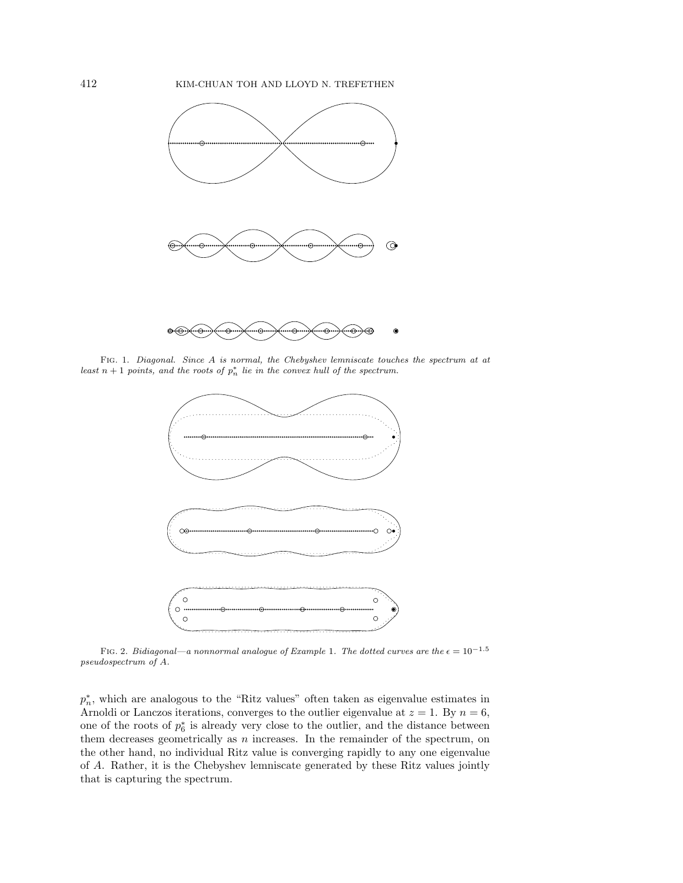FIG. 1. *Diagonal. Since A is normal, the Chebyshev lemniscate touches the spectrum at at least $n+1$ points, and the roots of $p_n^*$ lie in the convex hull of the spectrum.*

FIG. 2. *Bidiagonal—a nonnormal analogue of Example* 1. *The dotted curves are the $\epsilon = 10^{-1.5}$ pseudospectrum of A.*

$p_n^*$, which are analogous to the "Ritz values" often taken as eigenvalue estimates in Arnoldi or Lanczos iterations, converges to the outlier eigenvalue at $z = 1$. By $n = 6$, one of the roots of $p_6^*$ is already very close to the outlier, and the distance between them decreases geometrically as $n$ increases. In the remainder of the spectrum, on the other hand, no individual Ritz value is converging rapidly to any one eigenvalue of $A$. Rather, it is the Chebyshev lemniscate generated by these Ritz values jointly that is capturing the spectrum.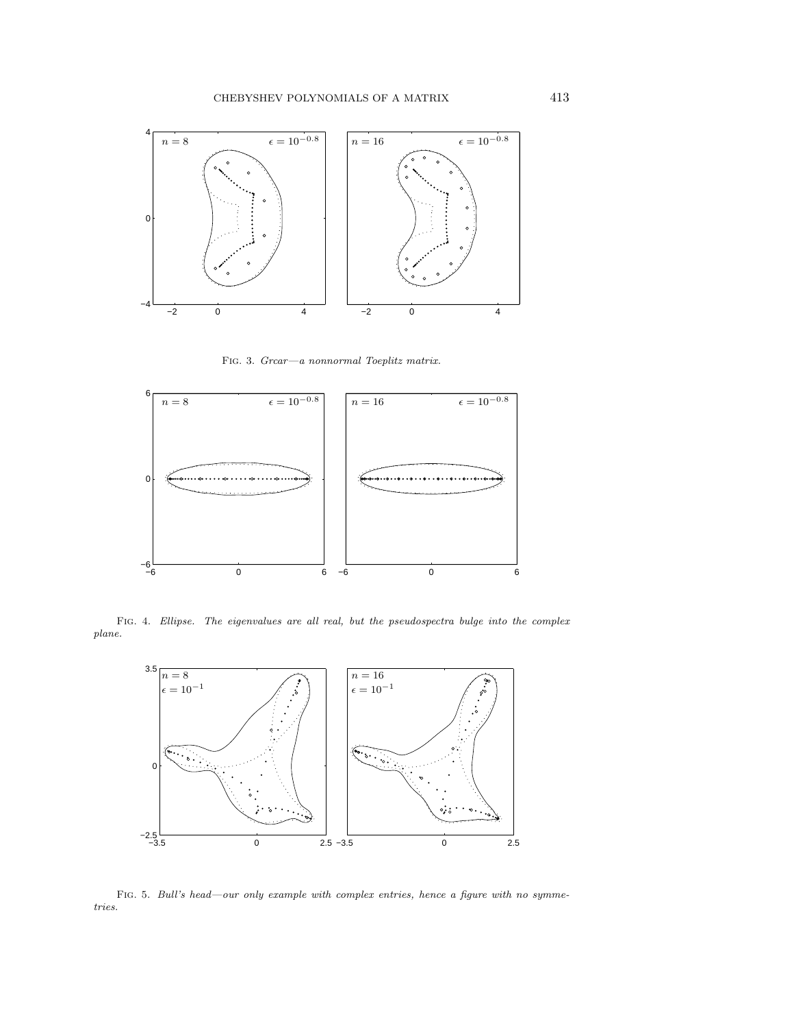Fig. 3. *Grcar—a nonnormal Toeplitz matrix.*

Fig. 4. *Ellipse. The eigenvalues are all real, but the pseudospectra bulge into the complex plane.*

Fig. 5. *Bull's head—our only example with complex entries, hence a figure with no symmetries.*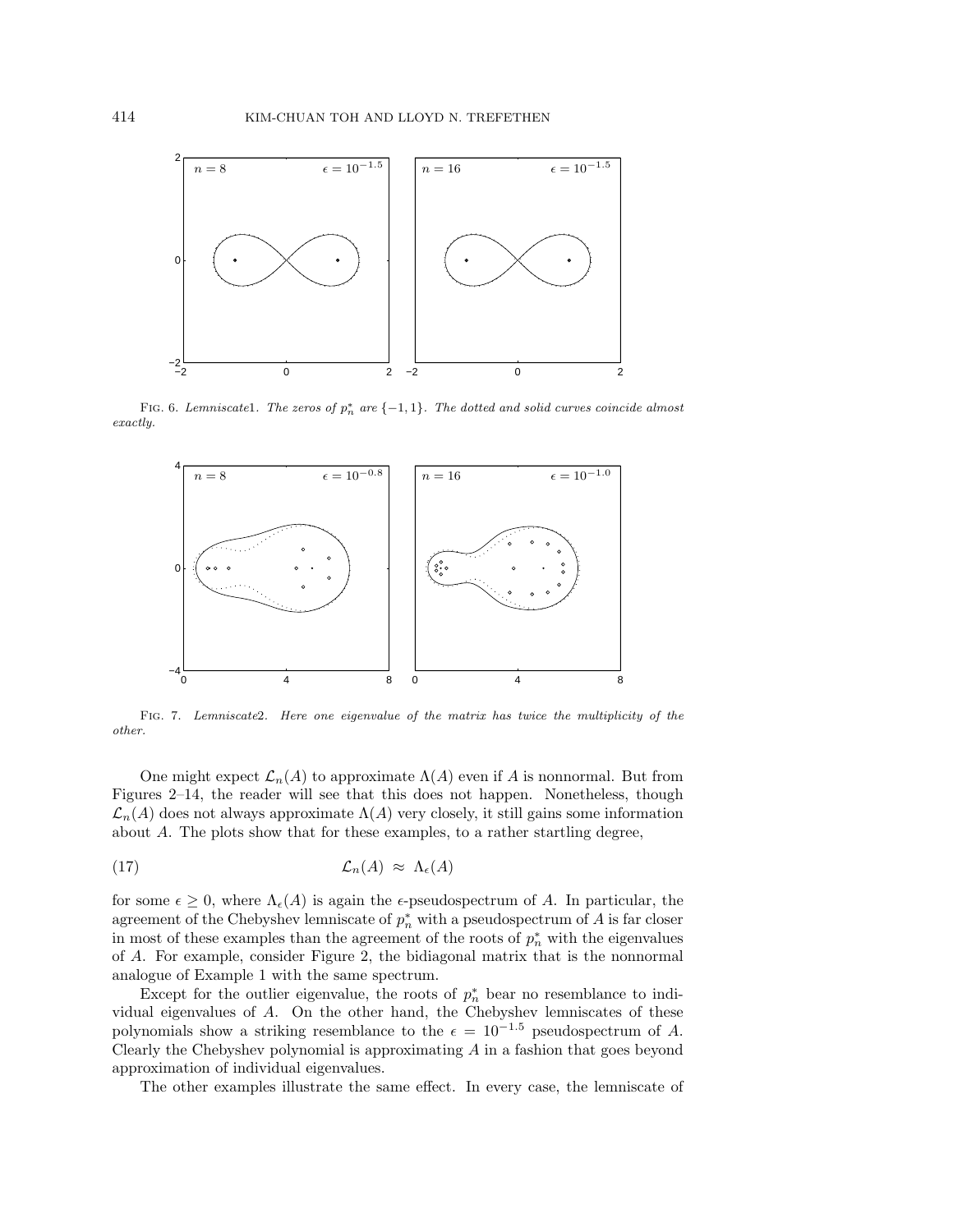FIG. 6. *Lemniscate1. The zeros of $p_n^*$ are $\{-1, 1\}$. The dotted and solid curves coincide almost exactly.*

FIG. 7. *Lemniscate2. Here one eigenvalue of the matrix has twice the multiplicity of the other.*

One might expect $\mathcal{L}_n(A)$ to approximate $\Lambda(A)$ even if $A$ is nonnormal. But from Figures 2–14, the reader will see that this does not happen. Nonetheless, though $\mathcal{L}_n(A)$ does not always approximate $\Lambda(A)$ very closely, it still gains some information about $A$. The plots show that for these examples, to a rather startling degree,

$$\mathcal{L}_n(A) \approx \Lambda_\epsilon(A) \tag{17}$$

for some $\epsilon \geq 0$, where $\Lambda_\epsilon(A)$ is again the $\epsilon$-pseudospectrum of $A$. In particular, the agreement of the Chebyshev lemniscate of $p_n^*$ with a pseudospectrum of $A$ is far closer in most of these examples than the agreement of the roots of $p_n^*$ with the eigenvalues of $A$. For example, consider Figure 2, the bidiagonal matrix that is the nonnormal analogue of Example 1 with the same spectrum.

Except for the outlier eigenvalue, the roots of $p_n^*$ bear no resemblance to individual eigenvalues of $A$. On the other hand, the Chebyshev lemniscates of these polynomials show a striking resemblance to the $\epsilon = 10^{-1.5}$ pseudospectrum of $A$. Clearly the Chebyshev polynomial is approximating $A$ in a fashion that goes beyond approximation of individual eigenvalues.

The other examples illustrate the same effect. In every case, the lemniscate of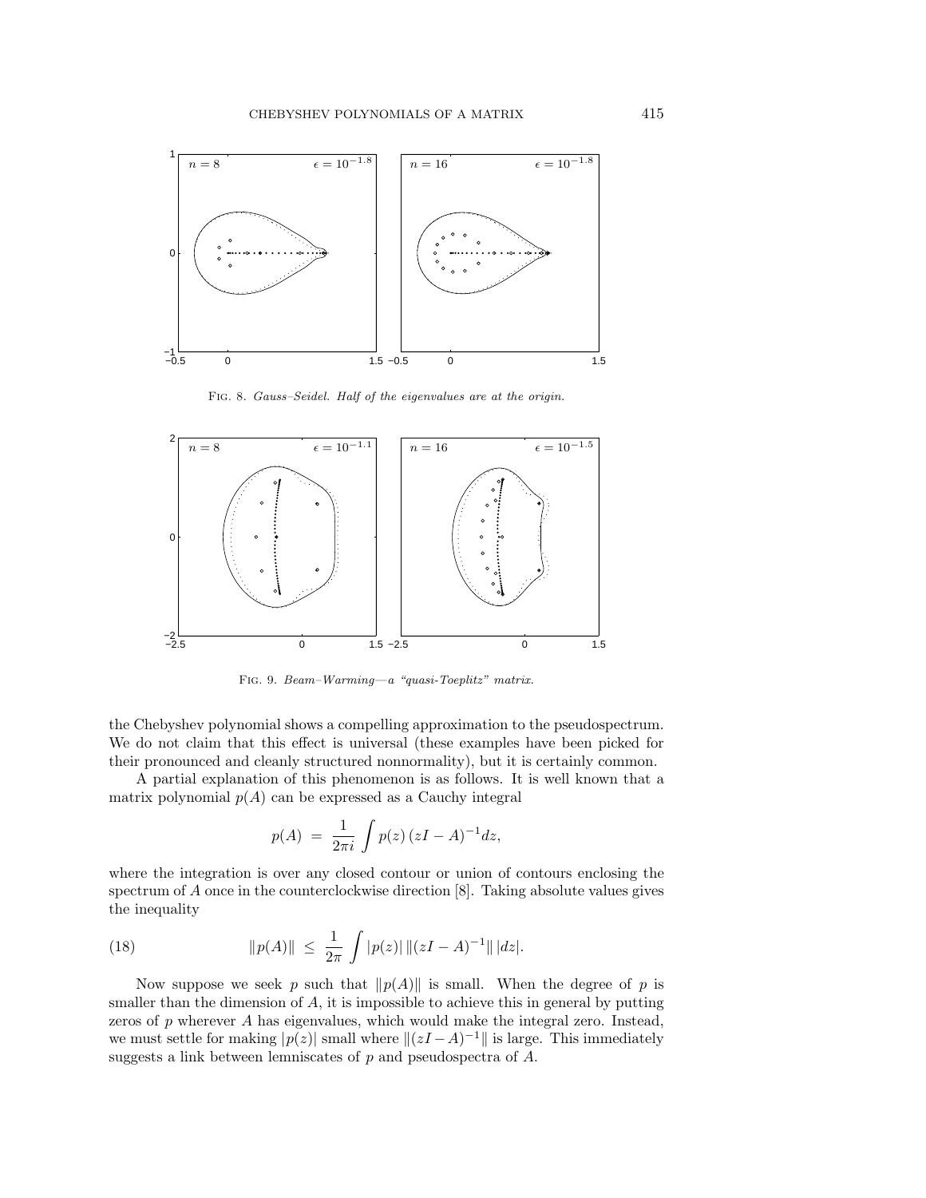FIG. 8. *Gauss–Seidel. Half of the eigenvalues are at the origin.*

FIG. 9. *Beam–Warming—a "quasi-Toeplitz" matrix.*

the Chebyshev polynomial shows a compelling approximation to the pseudospectrum. We do not claim that this effect is universal (these examples have been picked for their pronounced and cleanly structured nonnormality), but it is certainly common.

A partial explanation of this phenomenon is as follows. It is well known that a matrix polynomial $p(A)$ can be expressed as a Cauchy integral

$$p(A) \;=\; \frac{1}{2\pi i}\int p(z)\,(zI-A)^{-1}dz,$$

where the integration is over any closed contour or union of contours enclosing the spectrum of $A$ once in the counterclockwise direction [8]. Taking absolute values gives the inequality

$$\|p(A)\| \;\le\; \frac{1}{2\pi}\int |p(z)|\,\|(zI-A)^{-1}\|\,|dz|. \tag{18}$$

Now suppose we seek $p$ such that $\|p(A)\|$ is small. When the degree of $p$ is smaller than the dimension of $A$, it is impossible to achieve this in general by putting zeros of $p$ wherever $A$ has eigenvalues, which would make the integral zero. Instead, we must settle for making $|p(z)|$ small where $\|(zI-A)^{-1}\|$ is large. This immediately suggests a link between lemniscates of $p$ and pseudospectra of $A$.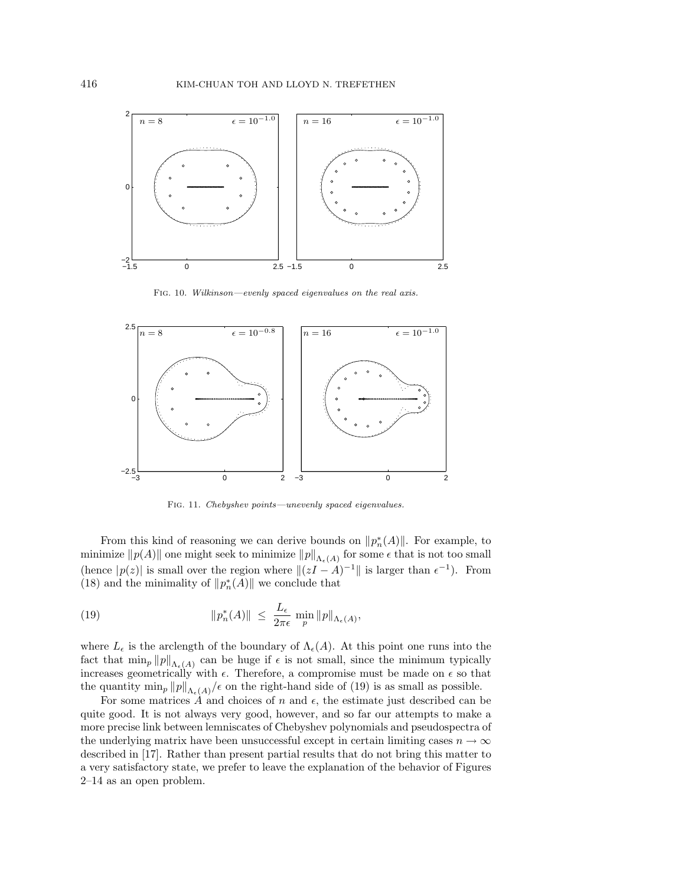FIG. 10. *Wilkinson—evenly spaced eigenvalues on the real axis.*

FIG. 11. *Chebyshev points—unevenly spaced eigenvalues.*

From this kind of reasoning we can derive bounds on $\|p_n^*(A)\|$. For example, to minimize $\|p(A)\|$ one might seek to minimize $\|p\|_{\Lambda_\epsilon(A)}$ for some $\epsilon$ that is not too small (hence $|p(z)|$ is small over the region where $\|(zI - A)^{-1}\|$ is larger than $\epsilon^{-1}$). From (18) and the minimality of $\|p_n^*(A)\|$ we conclude that

$$\|p_n^*(A)\| \;\leq\; \frac{L_\epsilon}{2\pi\epsilon}\,\min_p \|p\|_{\Lambda_\epsilon(A)}, \tag{19}$$

where $L_\epsilon$ is the arclength of the boundary of $\Lambda_\epsilon(A)$. At this point one runs into the fact that $\min_p \|p\|_{\Lambda_\epsilon(A)}$ can be huge if $\epsilon$ is not small, since the minimum typically increases geometrically with $\epsilon$. Therefore, a compromise must be made on $\epsilon$ so that the quantity $\min_p \|p\|_{\Lambda_\epsilon(A)}/\epsilon$ on the right-hand side of (19) is as small as possible.

For some matrices $A$ and choices of $n$ and $\epsilon$, the estimate just described can be quite good. It is not always very good, however, and so far our attempts to make a more precise link between lemniscates of Chebyshev polynomials and pseudospectra of the underlying matrix have been unsuccessful except in certain limiting cases $n \to \infty$ described in [17]. Rather than present partial results that do not bring this matter to a very satisfactory state, we prefer to leave the explanation of the behavior of Figures 2–14 as an open problem.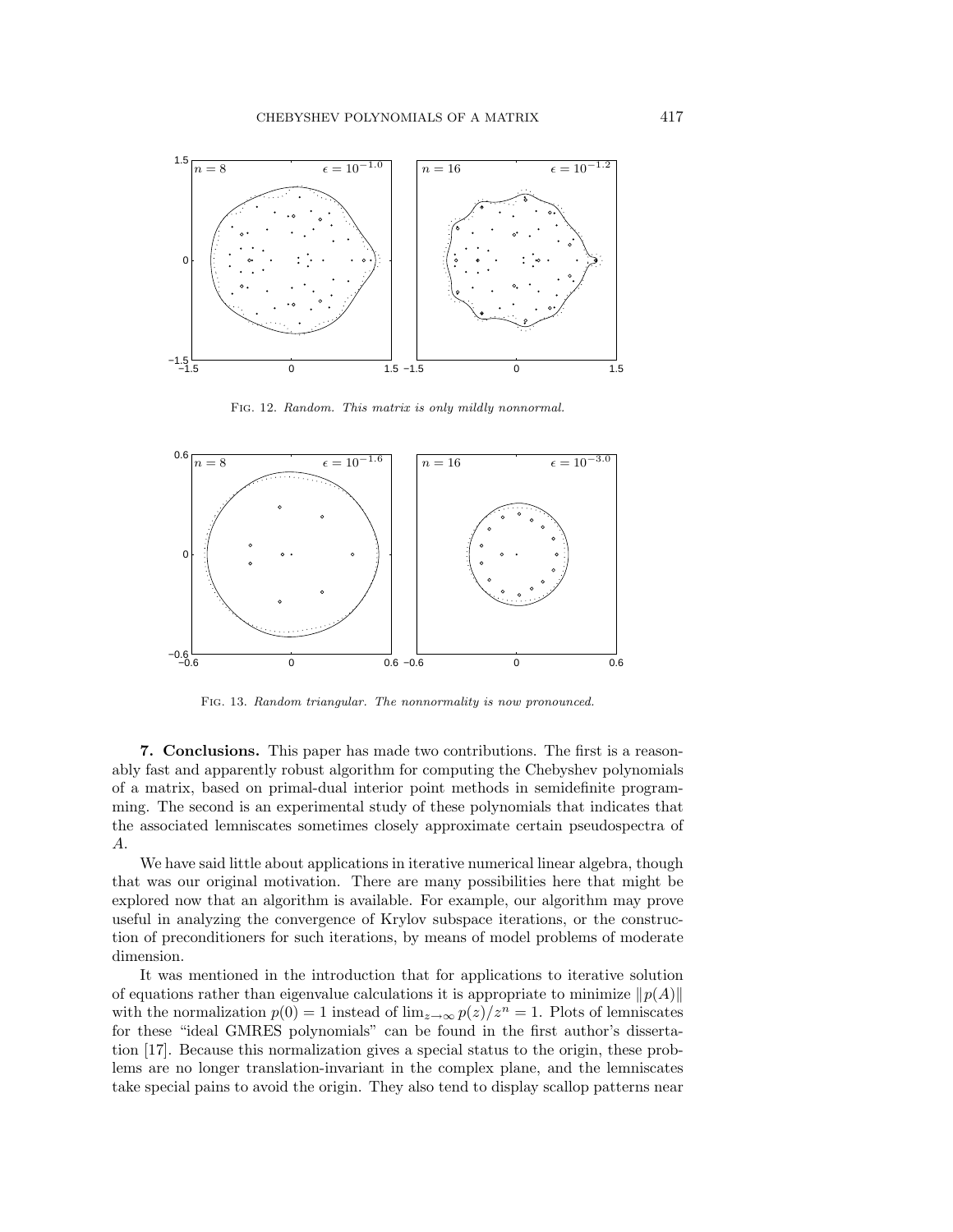Fig. 12. *Random. This matrix is only mildly nonnormal.*

Fig. 13. *Random triangular. The nonnormality is now pronounced.*

**7. Conclusions.** This paper has made two contributions. The first is a reasonably fast and apparently robust algorithm for computing the Chebyshev polynomials of a matrix, based on primal-dual interior point methods in semidefinite programming. The second is an experimental study of these polynomials that indicates that the associated lemniscates sometimes closely approximate certain pseudospectra of $A$.

We have said little about applications in iterative numerical linear algebra, though that was our original motivation. There are many possibilities here that might be explored now that an algorithm is available. For example, our algorithm may prove useful in analyzing the convergence of Krylov subspace iterations, or the construction of preconditioners for such iterations, by means of model problems of moderate dimension.

It was mentioned in the introduction that for applications to iterative solution of equations rather than eigenvalue calculations it is appropriate to minimize $\|p(A)\|$ with the normalization $p(0) = 1$ instead of $\lim_{z\to\infty} p(z)/z^n = 1$. Plots of lemniscates for these "ideal GMRES polynomials" can be found in the first author's dissertation [17]. Because this normalization gives a special status to the origin, these problems are no longer translation-invariant in the complex plane, and the lemniscates take special pains to avoid the origin. They also tend to display scallop patterns near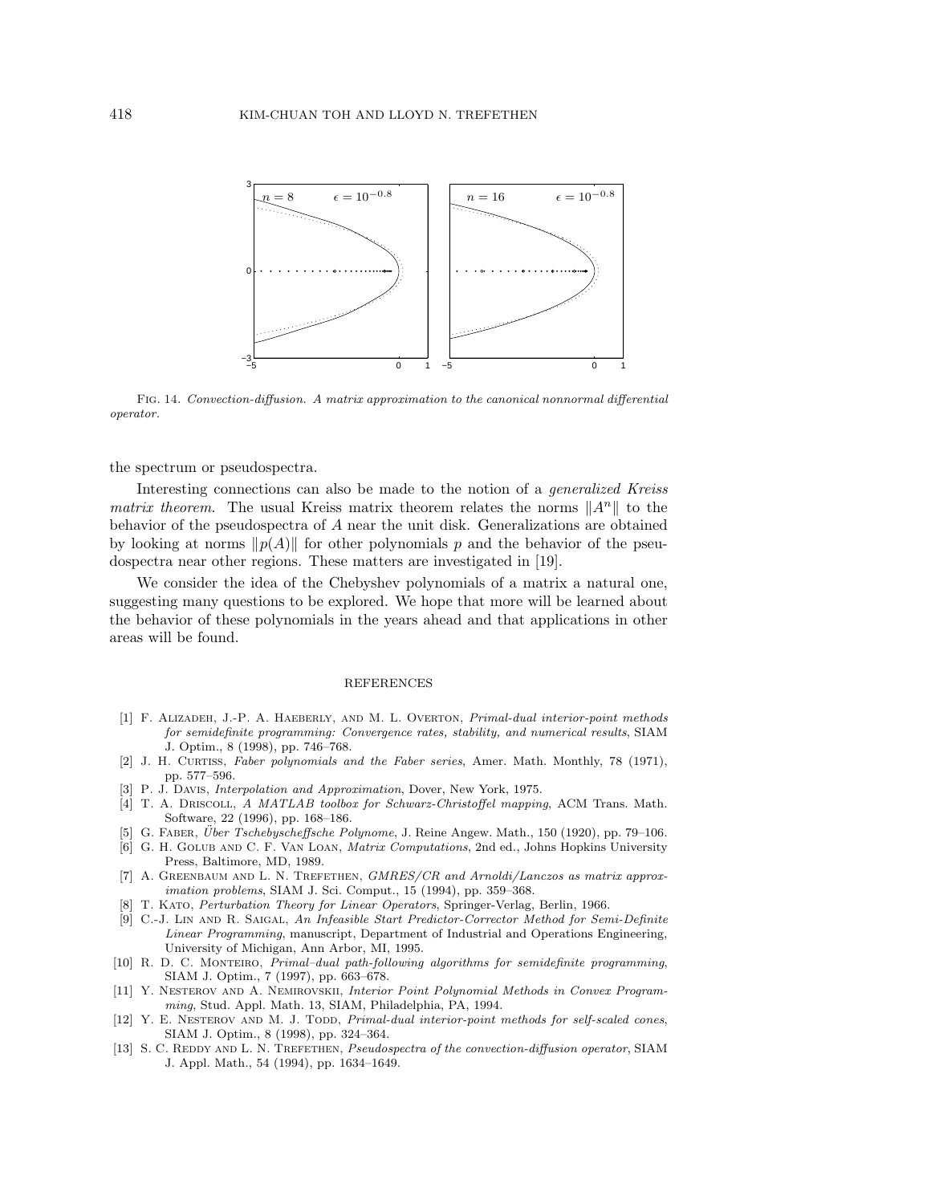Fig. 14. *Convection-diffusion. A matrix approximation to the canonical nonnormal differential operator.*

the spectrum or pseudospectra.

Interesting connections can also be made to the notion of a *generalized Kreiss matrix theorem*. The usual Kreiss matrix theorem relates the norms $\|A^n\|$ to the behavior of the pseudospectra of $A$ near the unit disk. Generalizations are obtained by looking at norms $\|p(A)\|$ for other polynomials $p$ and the behavior of the pseudospectra near other regions. These matters are investigated in [19].

We consider the idea of the Chebyshev polynomials of a matrix a natural one, suggesting many questions to be explored. We hope that more will be learned about the behavior of these polynomials in the years ahead and that applications in other areas will be found.

## REFERENCES

[1] F. Alizadeh, J.-P. A. Haeberly, and M. L. Overton, *Primal-dual interior-point methods for semidefinite programming: Convergence rates, stability, and numerical results*, SIAM J. Optim., 8 (1998), pp. 746–768.

[2] J. H. Curtiss, *Faber polynomials and the Faber series*, Amer. Math. Monthly, 78 (1971), pp. 577–596.

[3] P. J. Davis, *Interpolation and Approximation*, Dover, New York, 1975.

[4] T. A. Driscoll, *A MATLAB toolbox for Schwarz-Christoffel mapping*, ACM Trans. Math. Software, 22 (1996), pp. 168–186.

[5] G. Faber, *Über Tschebyscheffsche Polynome*, J. Reine Angew. Math., 150 (1920), pp. 79–106.

[6] G. H. Golub and C. F. Van Loan, *Matrix Computations*, 2nd ed., Johns Hopkins University Press, Baltimore, MD, 1989.

[7] A. Greenbaum and L. N. Trefethen, *GMRES/CR and Arnoldi/Lanczos as matrix approximation problems*, SIAM J. Sci. Comput., 15 (1994), pp. 359–368.

[8] T. Kato, *Perturbation Theory for Linear Operators*, Springer-Verlag, Berlin, 1966.

[9] C.-J. Lin and R. Saigal, *An Infeasible Start Predictor-Corrector Method for Semi-Definite Linear Programming*, manuscript, Department of Industrial and Operations Engineering, University of Michigan, Ann Arbor, MI, 1995.

[10] R. D. C. Monteiro, *Primal–dual path-following algorithms for semidefinite programming*, SIAM J. Optim., 7 (1997), pp. 663–678.

[11] Y. Nesterov and A. Nemirovskii, *Interior Point Polynomial Methods in Convex Programming*, Stud. Appl. Math. 13, SIAM, Philadelphia, PA, 1994.

[12] Y. E. Nesterov and M. J. Todd, *Primal-dual interior-point methods for self-scaled cones*, SIAM J. Optim., 8 (1998), pp. 324–364.

[13] S. C. Reddy and L. N. Trefethen, *Pseudospectra of the convection-diffusion operator*, SIAM J. Appl. Math., 54 (1994), pp. 1634–1649.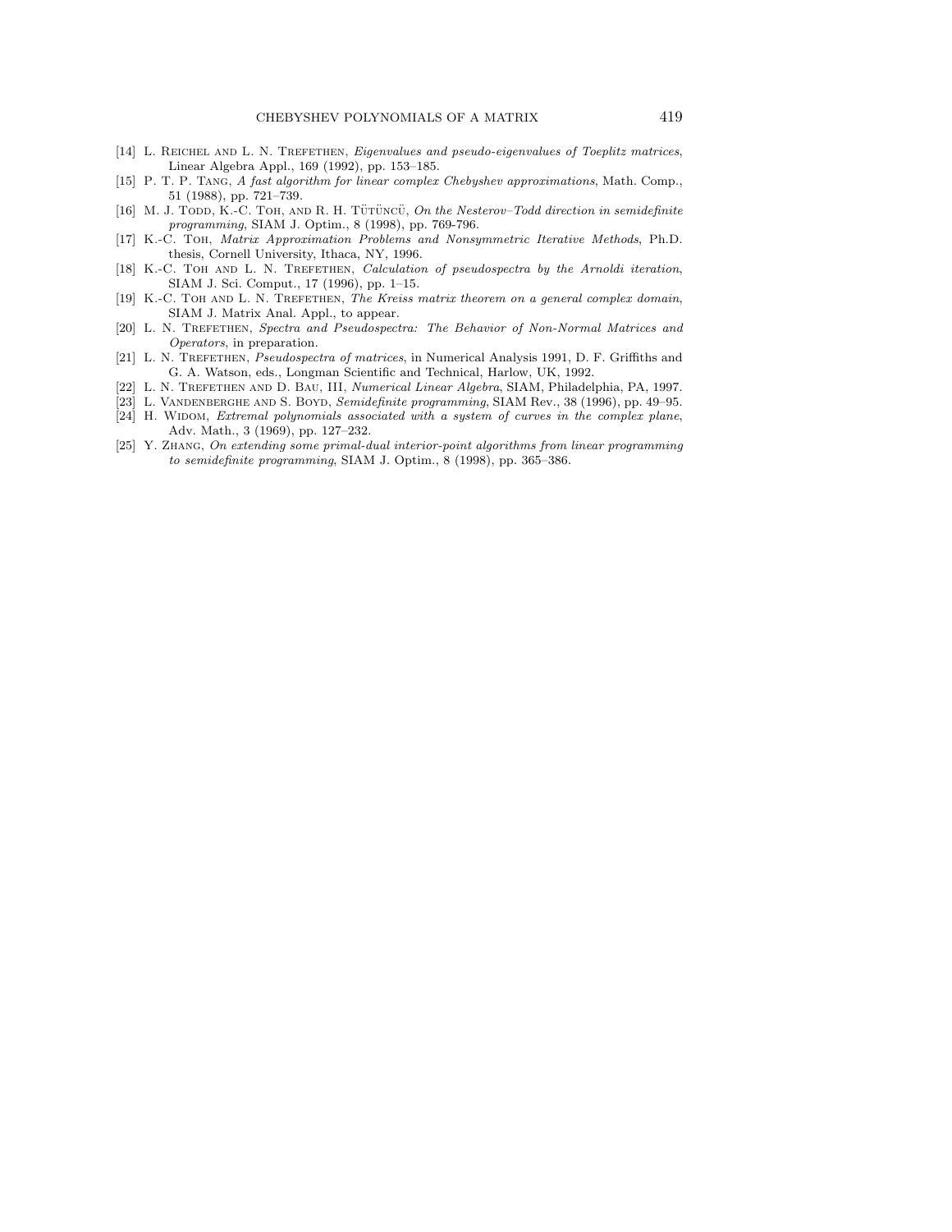[14] L. Reichel and L. N. Trefethen, *Eigenvalues and pseudo-eigenvalues of Toeplitz matrices*, Linear Algebra Appl., 169 (1992), pp. 153–185.

[15] P. T. P. Tang, *A fast algorithm for linear complex Chebyshev approximations*, Math. Comp., 51 (1988), pp. 721–739.

[16] M. J. Todd, K.-C. Toh, and R. H. Tütüncü, *On the Nesterov–Todd direction in semidefinite programming*, SIAM J. Optim., 8 (1998), pp. 769-796.

[17] K.-C. Toh, *Matrix Approximation Problems and Nonsymmetric Iterative Methods*, Ph.D. thesis, Cornell University, Ithaca, NY, 1996.

[18] K.-C. Toh and L. N. Trefethen, *Calculation of pseudospectra by the Arnoldi iteration*, SIAM J. Sci. Comput., 17 (1996), pp. 1–15.

[19] K.-C. Toh and L. N. Trefethen, *The Kreiss matrix theorem on a general complex domain*, SIAM J. Matrix Anal. Appl., to appear.

[20] L. N. Trefethen, *Spectra and Pseudospectra: The Behavior of Non-Normal Matrices and Operators*, in preparation.

[21] L. N. Trefethen, *Pseudospectra of matrices*, in Numerical Analysis 1991, D. F. Griffiths and G. A. Watson, eds., Longman Scientific and Technical, Harlow, UK, 1992.

[22] L. N. Trefethen and D. Bau, III, *Numerical Linear Algebra*, SIAM, Philadelphia, PA, 1997.

[23] L. Vandenberghe and S. Boyd, *Semidefinite programming*, SIAM Rev., 38 (1996), pp. 49–95.

[24] H. Widom, *Extremal polynomials associated with a system of curves in the complex plane*, Adv. Math., 3 (1969), pp. 127–232.

[25] Y. Zhang, *On extending some primal-dual interior-point algorithms from linear programming to semidefinite programming*, SIAM J. Optim., 8 (1998), pp. 365–386.